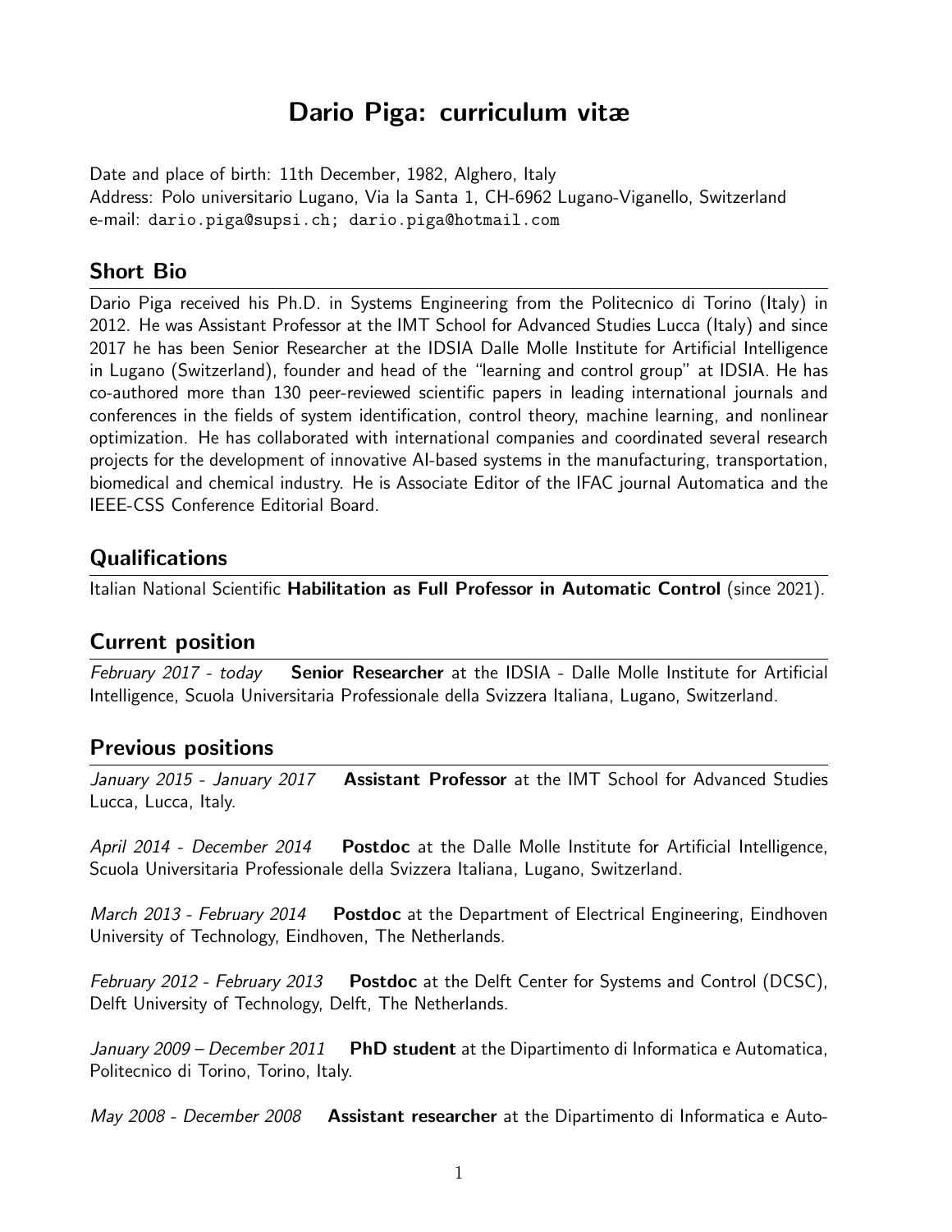# Dario Piga: curriculum vitæ

Date and place of birth: 11th December, 1982, Alghero, Italy
Address: Polo universitario Lugano, Via la Santa 1, CH-6962 Lugano-Viganello, Switzerland
e-mail: dario.piga@supsi.ch; dario.piga@hotmail.com

## Short Bio

Dario Piga received his Ph.D. in Systems Engineering from the Politecnico di Torino (Italy) in 2012. He was Assistant Professor at the IMT School for Advanced Studies Lucca (Italy) and since 2017 he has been Senior Researcher at the IDSIA Dalle Molle Institute for Artificial Intelligence in Lugano (Switzerland), founder and head of the "learning and control group" at IDSIA. He has co-authored more than 130 peer-reviewed scientific papers in leading international journals and conferences in the fields of system identification, control theory, machine learning, and nonlinear optimization. He has collaborated with international companies and coordinated several research projects for the development of innovative AI-based systems in the manufacturing, transportation, biomedical and chemical industry. He is Associate Editor of the IFAC journal Automatica and the IEEE-CSS Conference Editorial Board.

## Qualifications

Italian National Scientific **Habilitation as Full Professor in Automatic Control** (since 2021).

## Current position

*February 2017 - today* **Senior Researcher** at the IDSIA - Dalle Molle Institute for Artificial Intelligence, Scuola Universitaria Professionale della Svizzera Italiana, Lugano, Switzerland.

## Previous positions

*January 2015 - January 2017* **Assistant Professor** at the IMT School for Advanced Studies Lucca, Lucca, Italy.

*April 2014 - December 2014* **Postdoc** at the Dalle Molle Institute for Artificial Intelligence, Scuola Universitaria Professionale della Svizzera Italiana, Lugano, Switzerland.

*March 2013 - February 2014* **Postdoc** at the Department of Electrical Engineering, Eindhoven University of Technology, Eindhoven, The Netherlands.

*February 2012 - February 2013* **Postdoc** at the Delft Center for Systems and Control (DCSC), Delft University of Technology, Delft, The Netherlands.

*January 2009 – December 2011* **PhD student** at the Dipartimento di Informatica e Automatica, Politecnico di Torino, Torino, Italy.

*May 2008 - December 2008* **Assistant researcher** at the Dipartimento di Informatica e Auto-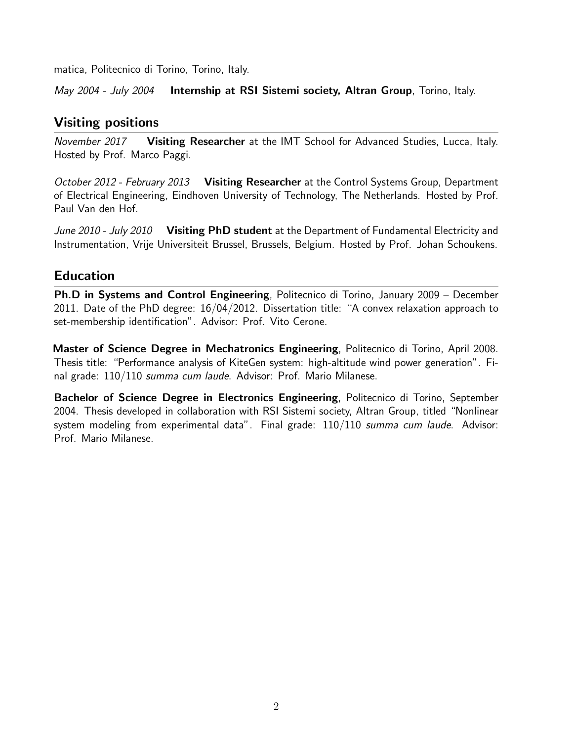matica, Politecnico di Torino, Torino, Italy.

*May 2004 - July 2004* **Internship at RSI Sistemi society, Altran Group**, Torino, Italy.

## Visiting positions

*November 2017* **Visiting Researcher** at the IMT School for Advanced Studies, Lucca, Italy. Hosted by Prof. Marco Paggi.

*October 2012 - February 2013* **Visiting Researcher** at the Control Systems Group, Department of Electrical Engineering, Eindhoven University of Technology, The Netherlands. Hosted by Prof. Paul Van den Hof.

*June 2010 - July 2010* **Visiting PhD student** at the Department of Fundamental Electricity and Instrumentation, Vrije Universiteit Brussel, Brussels, Belgium. Hosted by Prof. Johan Schoukens.

## Education

**Ph.D in Systems and Control Engineering**, Politecnico di Torino, January 2009 – December 2011. Date of the PhD degree: 16/04/2012. Dissertation title: "A convex relaxation approach to set-membership identification". Advisor: Prof. Vito Cerone.

**Master of Science Degree in Mechatronics Engineering**, Politecnico di Torino, April 2008. Thesis title: "Performance analysis of KiteGen system: high-altitude wind power generation". Final grade: 110/110 *summa cum laude*. Advisor: Prof. Mario Milanese.

**Bachelor of Science Degree in Electronics Engineering**, Politecnico di Torino, September 2004. Thesis developed in collaboration with RSI Sistemi society, Altran Group, titled "Nonlinear system modeling from experimental data". Final grade: 110/110 *summa cum laude*. Advisor: Prof. Mario Milanese.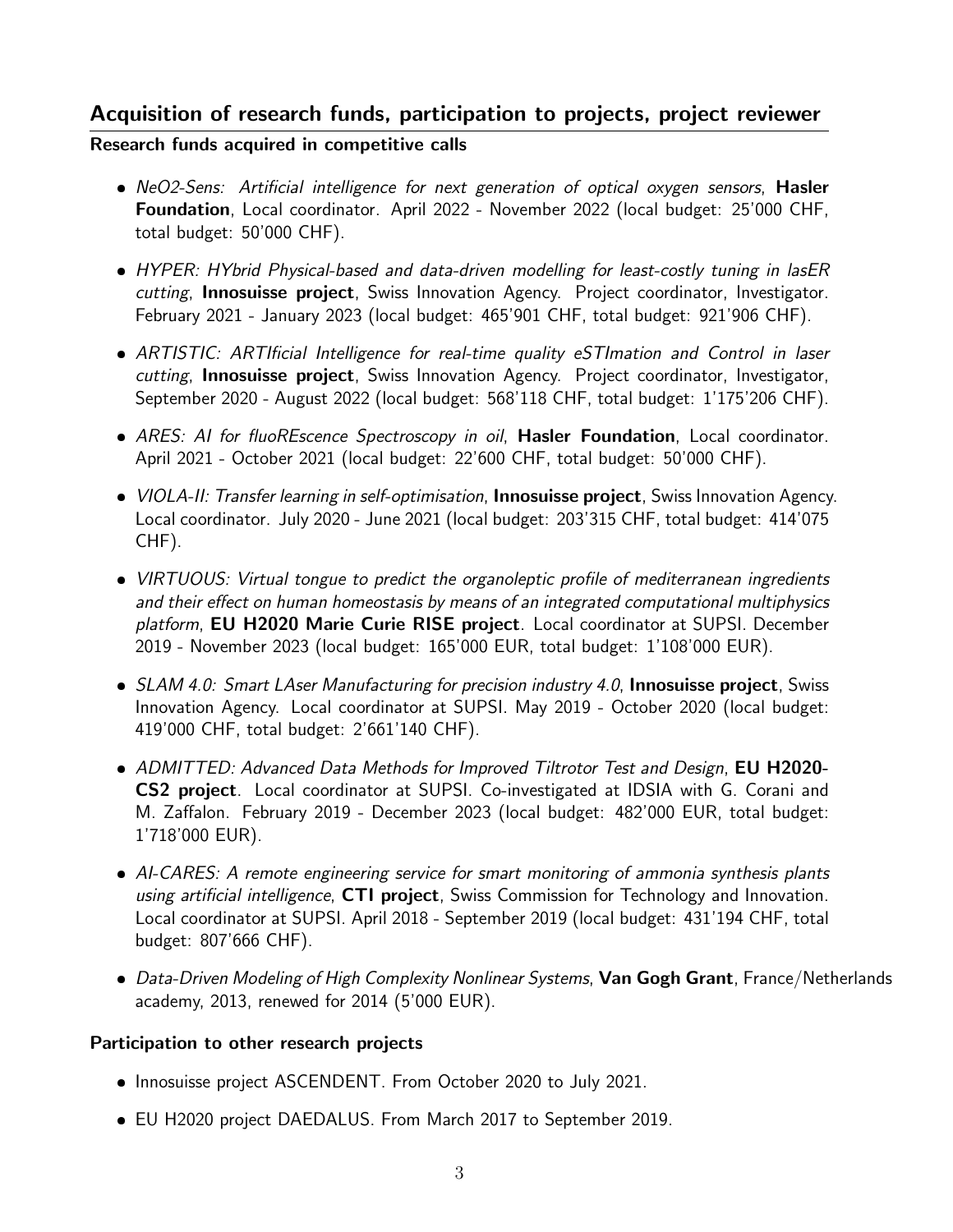## Acquisition of research funds, participation to projects, project reviewer

### Research funds acquired in competitive calls

- *NeO2-Sens: Artificial intelligence for next generation of optical oxygen sensors*, **Hasler Foundation**, Local coordinator. April 2022 - November 2022 (local budget: 25'000 CHF, total budget: 50'000 CHF).
- *HYPER: HYbrid Physical-based and data-driven modelling for least-costly tuning in lasER cutting*, **Innosuisse project**, Swiss Innovation Agency. Project coordinator, Investigator. February 2021 - January 2023 (local budget: 465'901 CHF, total budget: 921'906 CHF).
- *ARTISTIC: ARTIficial Intelligence for real-time quality eSTImation and Control in laser cutting*, **Innosuisse project**, Swiss Innovation Agency. Project coordinator, Investigator, September 2020 - August 2022 (local budget: 568'118 CHF, total budget: 1'175'206 CHF).
- *ARES: AI for fluoREscence Spectroscopy in oil*, **Hasler Foundation**, Local coordinator. April 2021 - October 2021 (local budget: 22'600 CHF, total budget: 50'000 CHF).
- *VIOLA-II: Transfer learning in self-optimisation*, **Innosuisse project**, Swiss Innovation Agency. Local coordinator. July 2020 - June 2021 (local budget: 203'315 CHF, total budget: 414'075 CHF).
- *VIRTUOUS: Virtual tongue to predict the organoleptic profile of mediterranean ingredients and their effect on human homeostasis by means of an integrated computational multiphysics platform*, **EU H2020 Marie Curie RISE project**. Local coordinator at SUPSI. December 2019 - November 2023 (local budget: 165'000 EUR, total budget: 1'108'000 EUR).
- *SLAM 4.0: Smart LAser Manufacturing for precision industry 4.0*, **Innosuisse project**, Swiss Innovation Agency. Local coordinator at SUPSI. May 2019 - October 2020 (local budget: 419'000 CHF, total budget: 2'661'140 CHF).
- *ADMITTED: Advanced Data Methods for Improved Tiltrotor Test and Design*, **EU H2020-CS2 project**. Local coordinator at SUPSI. Co-investigated at IDSIA with G. Corani and M. Zaffalon. February 2019 - December 2023 (local budget: 482'000 EUR, total budget: 1'718'000 EUR).
- *AI-CARES: A remote engineering service for smart monitoring of ammonia synthesis plants using artificial intelligence*, **CTI project**, Swiss Commission for Technology and Innovation. Local coordinator at SUPSI. April 2018 - September 2019 (local budget: 431'194 CHF, total budget: 807'666 CHF).
- *Data-Driven Modeling of High Complexity Nonlinear Systems*, **Van Gogh Grant**, France/Netherlands academy, 2013, renewed for 2014 (5'000 EUR).

### Participation to other research projects

- Innosuisse project ASCENDENT. From October 2020 to July 2021.
- EU H2020 project DAEDALUS. From March 2017 to September 2019.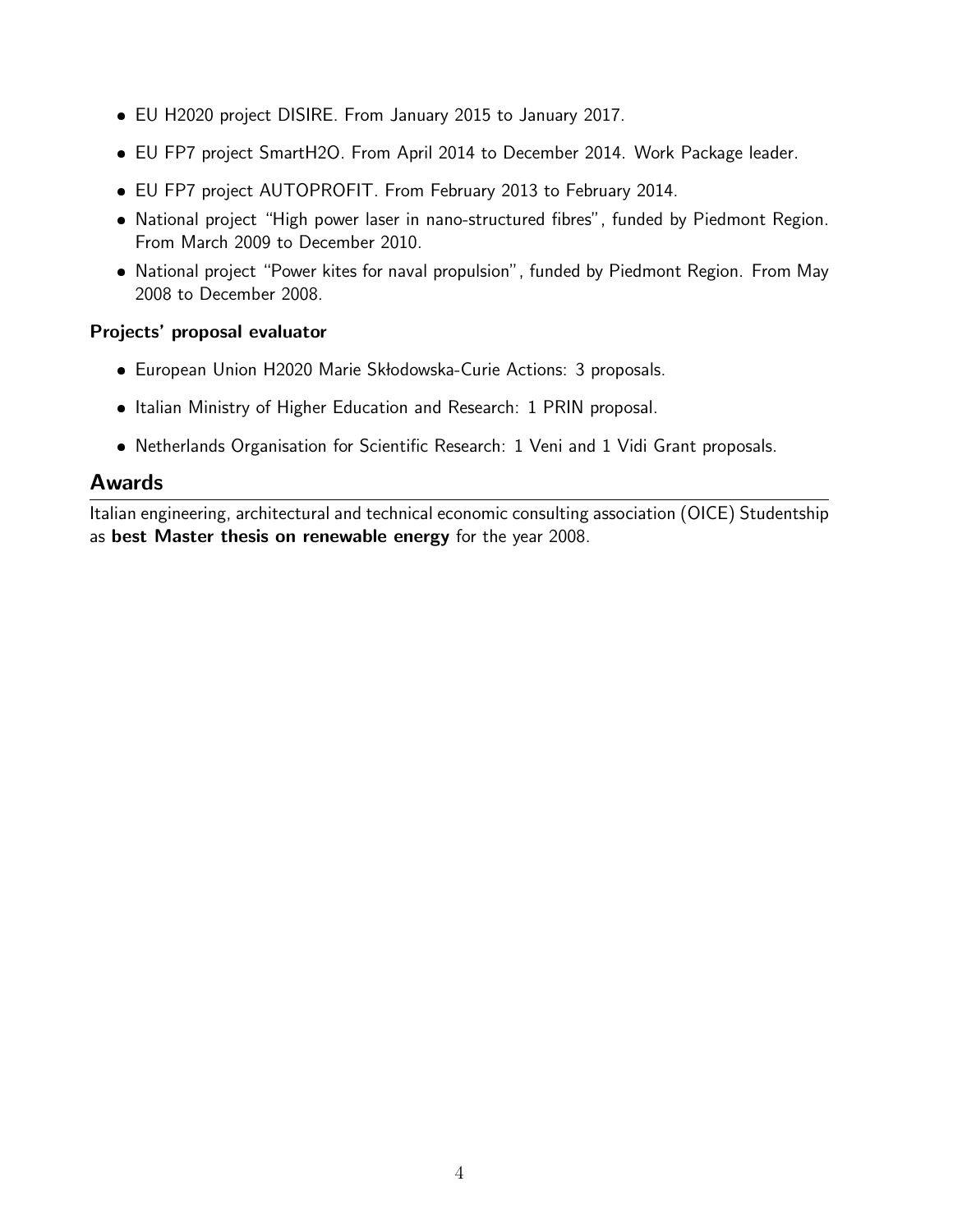- EU H2020 project DISIRE. From January 2015 to January 2017.
- EU FP7 project SmartH2O. From April 2014 to December 2014. Work Package leader.
- EU FP7 project AUTOPROFIT. From February 2013 to February 2014.
- National project "High power laser in nano-structured fibres", funded by Piedmont Region. From March 2009 to December 2010.
- National project "Power kites for naval propulsion", funded by Piedmont Region. From May 2008 to December 2008.

**Projects' proposal evaluator**

- European Union H2020 Marie Skłodowska-Curie Actions: 3 proposals.
- Italian Ministry of Higher Education and Research: 1 PRIN proposal.
- Netherlands Organisation for Scientific Research: 1 Veni and 1 Vidi Grant proposals.

## Awards

Italian engineering, architectural and technical economic consulting association (OICE) Studentship as **best Master thesis on renewable energy** for the year 2008.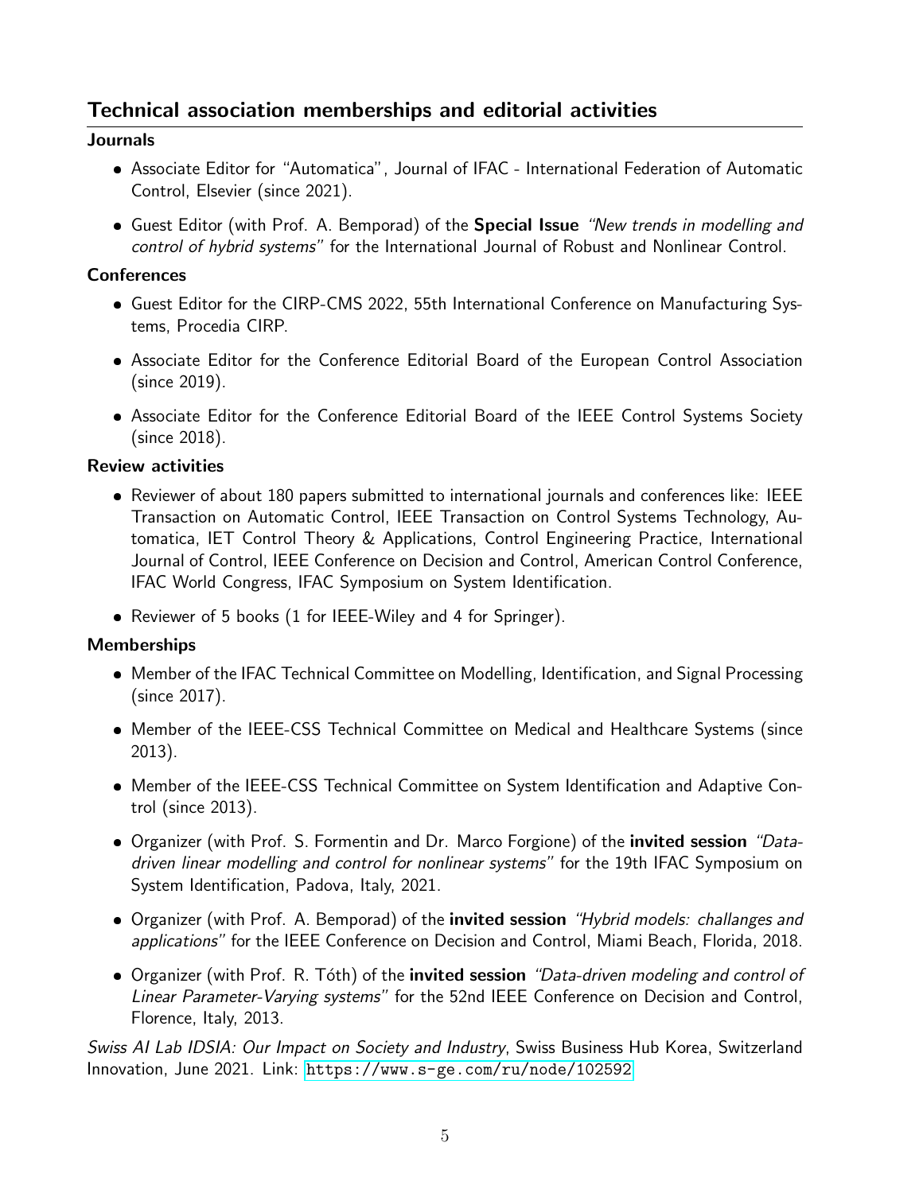## Technical association memberships and editorial activities

### Journals

- Associate Editor for "Automatica", Journal of IFAC - International Federation of Automatic Control, Elsevier (since 2021).
- Guest Editor (with Prof. A. Bemporad) of the **Special Issue** *"New trends in modelling and control of hybrid systems"* for the International Journal of Robust and Nonlinear Control.

### Conferences

- Guest Editor for the CIRP-CMS 2022, 55th International Conference on Manufacturing Systems, Procedia CIRP.
- Associate Editor for the Conference Editorial Board of the European Control Association (since 2019).
- Associate Editor for the Conference Editorial Board of the IEEE Control Systems Society (since 2018).

### Review activities

- Reviewer of about 180 papers submitted to international journals and conferences like: IEEE Transaction on Automatic Control, IEEE Transaction on Control Systems Technology, Automatica, IET Control Theory & Applications, Control Engineering Practice, International Journal of Control, IEEE Conference on Decision and Control, American Control Conference, IFAC World Congress, IFAC Symposium on System Identification.
- Reviewer of 5 books (1 for IEEE-Wiley and 4 for Springer).

### Memberships

- Member of the IFAC Technical Committee on Modelling, Identification, and Signal Processing (since 2017).
- Member of the IEEE-CSS Technical Committee on Medical and Healthcare Systems (since 2013).
- Member of the IEEE-CSS Technical Committee on System Identification and Adaptive Control (since 2013).
- Organizer (with Prof. S. Formentin and Dr. Marco Forgione) of the **invited session** *"Data-driven linear modelling and control for nonlinear systems"* for the 19th IFAC Symposium on System Identification, Padova, Italy, 2021.
- Organizer (with Prof. A. Bemporad) of the **invited session** *"Hybrid models: challanges and applications"* for the IEEE Conference on Decision and Control, Miami Beach, Florida, 2018.
- Organizer (with Prof. R. Tóth) of the **invited session** *"Data-driven modeling and control of Linear Parameter-Varying systems"* for the 52nd IEEE Conference on Decision and Control, Florence, Italy, 2013.

*Swiss AI Lab IDSIA: Our Impact on Society and Industry*, Swiss Business Hub Korea, Switzerland Innovation, June 2021. Link: https://www.s-ge.com/ru/node/102592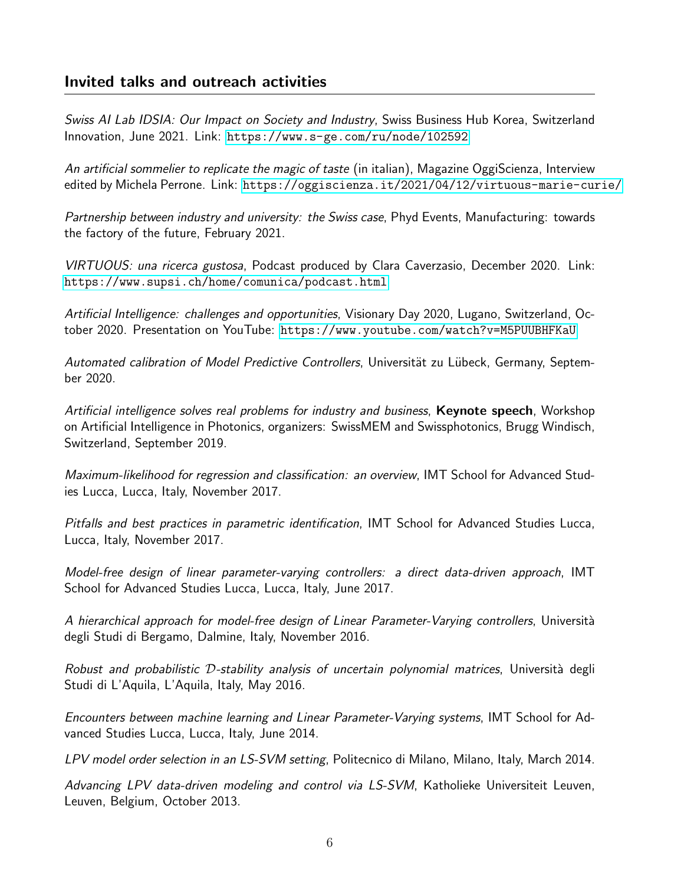## Invited talks and outreach activities

*Swiss AI Lab IDSIA: Our Impact on Society and Industry*, Swiss Business Hub Korea, Switzerland Innovation, June 2021. Link: https://www.s-ge.com/ru/node/102592

*An artificial sommelier to replicate the magic of taste* (in italian), Magazine OggiScienza, Interview edited by Michela Perrone. Link: https://oggiscienza.it/2021/04/12/virtuous-marie-curie/

*Partnership between industry and university: the Swiss case*, Phyd Events, Manufacturing: towards the factory of the future, February 2021.

*VIRTUOUS: una ricerca gustosa*, Podcast produced by Clara Caverzasio, December 2020. Link: https://www.supsi.ch/home/comunica/podcast.html

*Artificial Intelligence: challenges and opportunities*, Visionary Day 2020, Lugano, Switzerland, October 2020. Presentation on YouTube: https://www.youtube.com/watch?v=M5PUUBHFKaU

*Automated calibration of Model Predictive Controllers*, Universität zu Lübeck, Germany, September 2020.

*Artificial intelligence solves real problems for industry and business*, **Keynote speech**, Workshop on Artificial Intelligence in Photonics, organizers: SwissMEM and Swissphotonics, Brugg Windisch, Switzerland, September 2019.

*Maximum-likelihood for regression and classification: an overview*, IMT School for Advanced Studies Lucca, Lucca, Italy, November 2017.

*Pitfalls and best practices in parametric identification*, IMT School for Advanced Studies Lucca, Lucca, Italy, November 2017.

*Model-free design of linear parameter-varying controllers: a direct data-driven approach*, IMT School for Advanced Studies Lucca, Lucca, Italy, June 2017.

*A hierarchical approach for model-free design of Linear Parameter-Varying controllers*, Università degli Studi di Bergamo, Dalmine, Italy, November 2016.

*Robust and probabilistic $\mathcal{D}$-stability analysis of uncertain polynomial matrices*, Università degli Studi di L'Aquila, L'Aquila, Italy, May 2016.

*Encounters between machine learning and Linear Parameter-Varying systems*, IMT School for Advanced Studies Lucca, Lucca, Italy, June 2014.

*LPV model order selection in an LS-SVM setting*, Politecnico di Milano, Milano, Italy, March 2014.

*Advancing LPV data-driven modeling and control via LS-SVM*, Katholieke Universiteit Leuven, Leuven, Belgium, October 2013.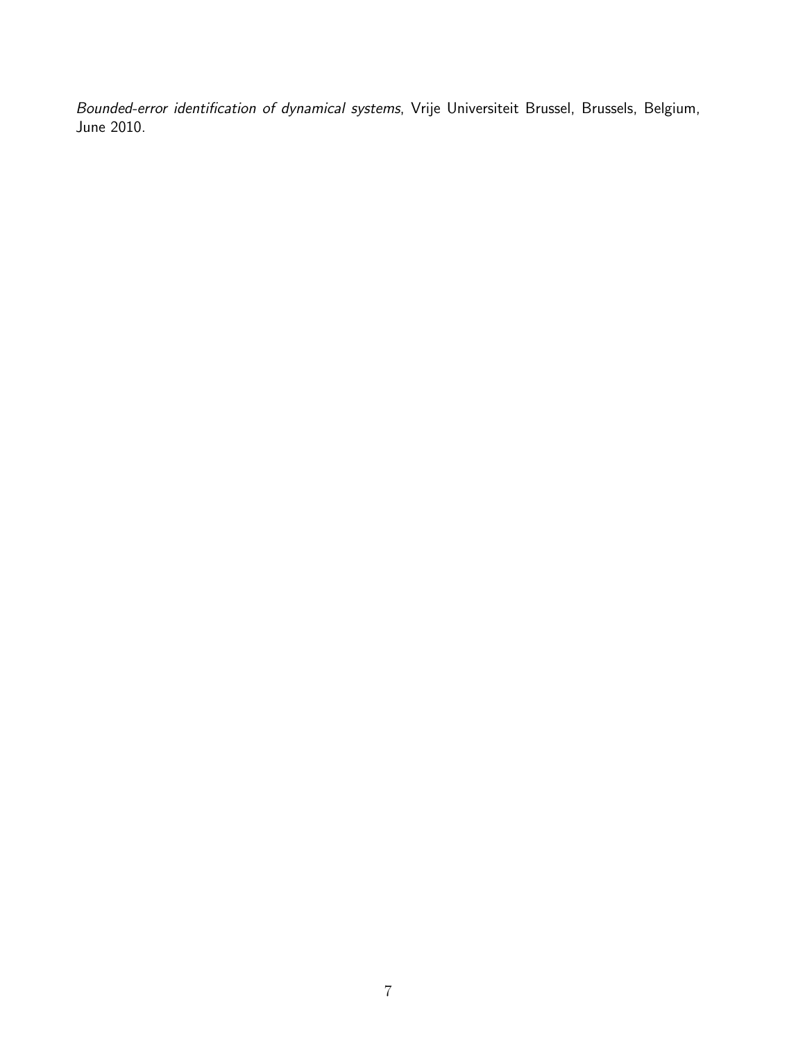*Bounded-error identification of dynamical systems*, Vrije Universiteit Brussel, Brussels, Belgium, June 2010.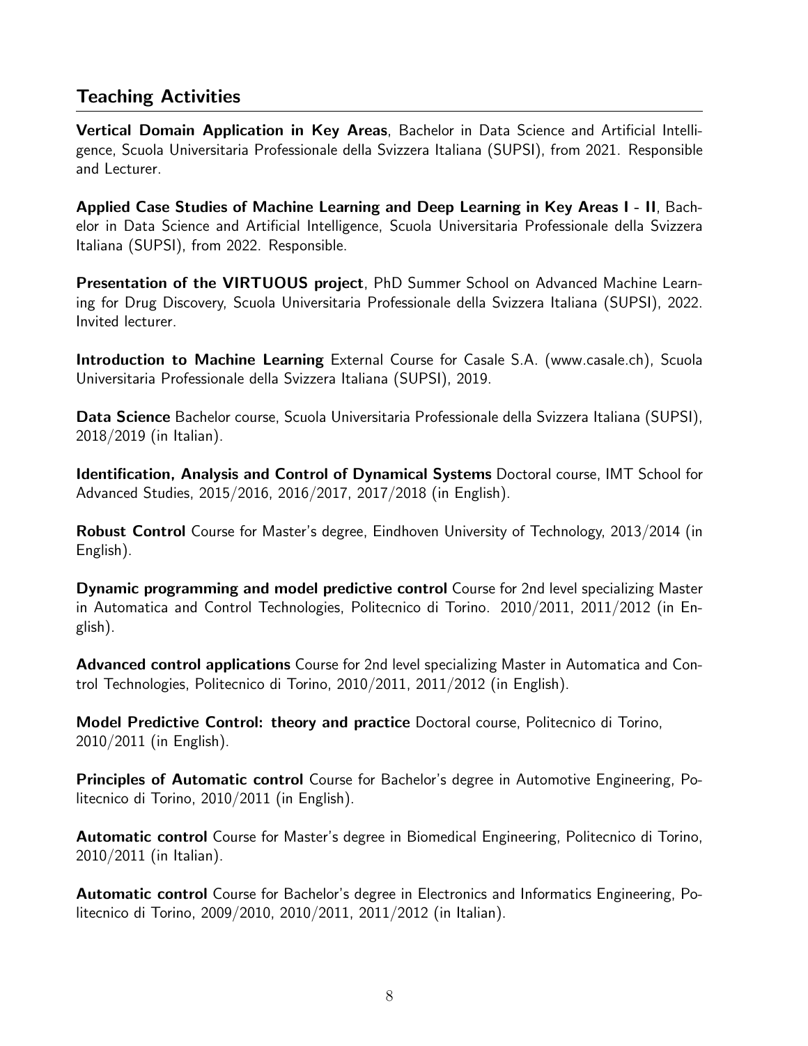## Teaching Activities

**Vertical Domain Application in Key Areas**, Bachelor in Data Science and Artificial Intelligence, Scuola Universitaria Professionale della Svizzera Italiana (SUPSI), from 2021. Responsible and Lecturer.

**Applied Case Studies of Machine Learning and Deep Learning in Key Areas I - II**, Bachelor in Data Science and Artificial Intelligence, Scuola Universitaria Professionale della Svizzera Italiana (SUPSI), from 2022. Responsible.

**Presentation of the VIRTUOUS project**, PhD Summer School on Advanced Machine Learning for Drug Discovery, Scuola Universitaria Professionale della Svizzera Italiana (SUPSI), 2022. Invited lecturer.

**Introduction to Machine Learning** External Course for Casale S.A. (www.casale.ch), Scuola Universitaria Professionale della Svizzera Italiana (SUPSI), 2019.

**Data Science** Bachelor course, Scuola Universitaria Professionale della Svizzera Italiana (SUPSI), 2018/2019 (in Italian).

**Identification, Analysis and Control of Dynamical Systems** Doctoral course, IMT School for Advanced Studies, 2015/2016, 2016/2017, 2017/2018 (in English).

**Robust Control** Course for Master's degree, Eindhoven University of Technology, 2013/2014 (in English).

**Dynamic programming and model predictive control** Course for 2nd level specializing Master in Automatica and Control Technologies, Politecnico di Torino. 2010/2011, 2011/2012 (in English).

**Advanced control applications** Course for 2nd level specializing Master in Automatica and Control Technologies, Politecnico di Torino, 2010/2011, 2011/2012 (in English).

**Model Predictive Control: theory and practice** Doctoral course, Politecnico di Torino, 2010/2011 (in English).

**Principles of Automatic control** Course for Bachelor's degree in Automotive Engineering, Politecnico di Torino, 2010/2011 (in English).

**Automatic control** Course for Master's degree in Biomedical Engineering, Politecnico di Torino, 2010/2011 (in Italian).

**Automatic control** Course for Bachelor's degree in Electronics and Informatics Engineering, Politecnico di Torino, 2009/2010, 2010/2011, 2011/2012 (in Italian).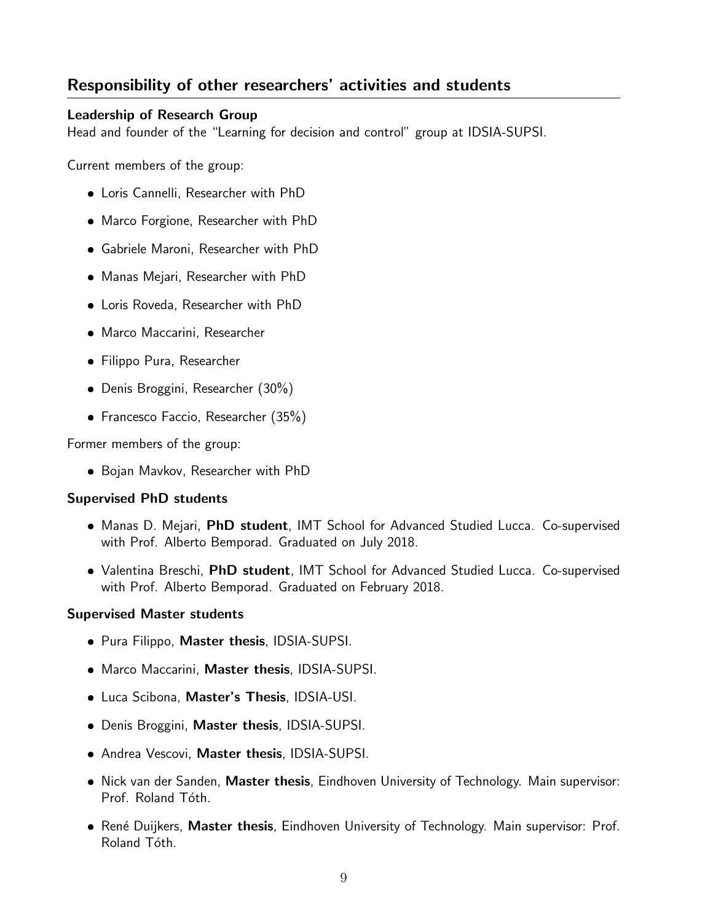## Responsibility of other researchers' activities and students

### Leadership of Research Group

Head and founder of the "Learning for decision and control" group at IDSIA-SUPSI.

Current members of the group:

- Loris Cannelli, Researcher with PhD
- Marco Forgione, Researcher with PhD
- Gabriele Maroni, Researcher with PhD
- Manas Mejari, Researcher with PhD
- Loris Roveda, Researcher with PhD
- Marco Maccarini, Researcher
- Filippo Pura, Researcher
- Denis Broggini, Researcher (30%)
- Francesco Faccio, Researcher (35%)

Former members of the group:

- Bojan Mavkov, Researcher with PhD

### Supervised PhD students

- Manas D. Mejari, **PhD student**, IMT School for Advanced Studied Lucca. Co-supervised with Prof. Alberto Bemporad. Graduated on July 2018.
- Valentina Breschi, **PhD student**, IMT School for Advanced Studied Lucca. Co-supervised with Prof. Alberto Bemporad. Graduated on February 2018.

### Supervised Master students

- Pura Filippo, **Master thesis**, IDSIA-SUPSI.
- Marco Maccarini, **Master thesis**, IDSIA-SUPSI.
- Luca Scibona, **Master's Thesis**, IDSIA-USI.
- Denis Broggini, **Master thesis**, IDSIA-SUPSI.
- Andrea Vescovi, **Master thesis**, IDSIA-SUPSI.
- Nick van der Sanden, **Master thesis**, Eindhoven University of Technology. Main supervisor: Prof. Roland Tóth.
- René Duijkers, **Master thesis**, Eindhoven University of Technology. Main supervisor: Prof. Roland Tóth.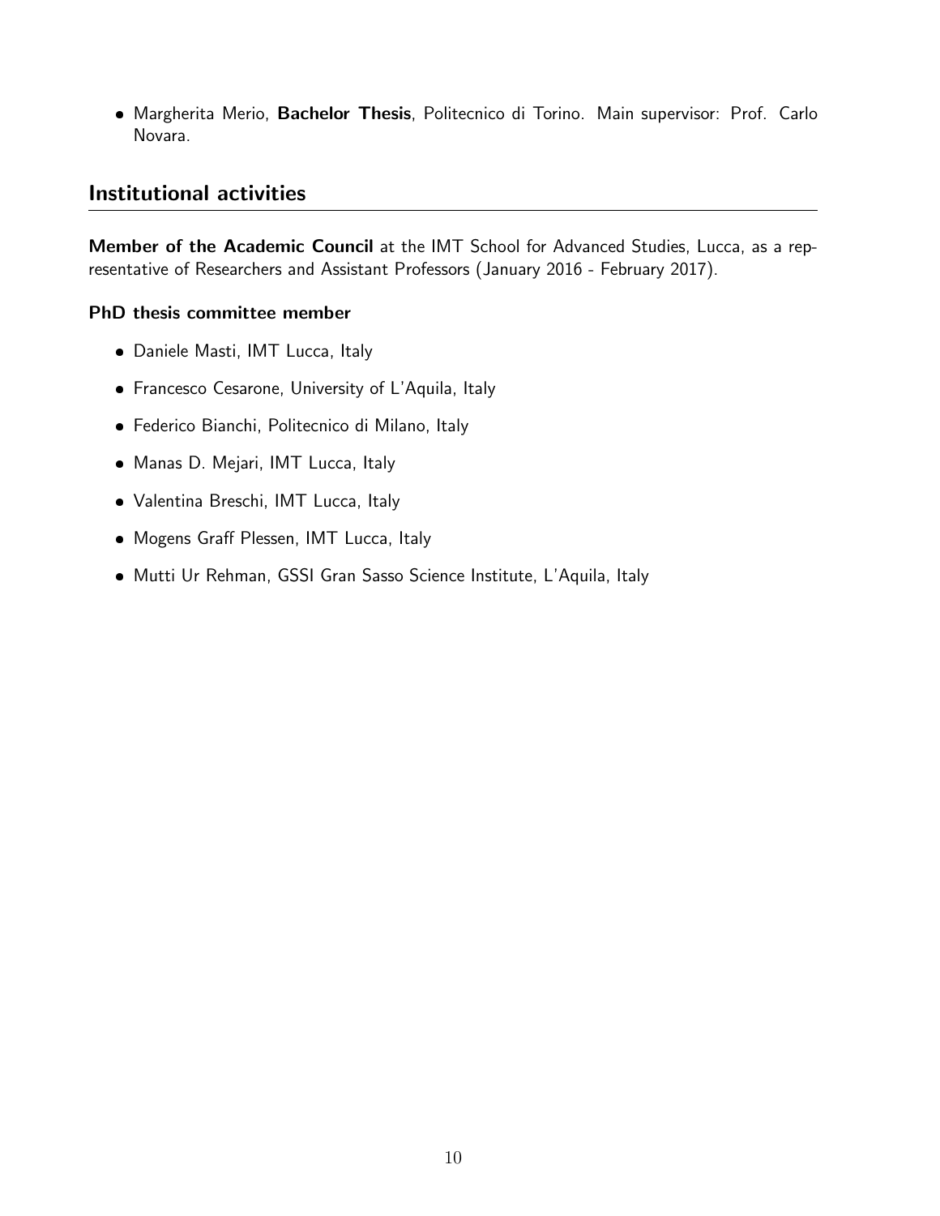- Margherita Merio, **Bachelor Thesis**, Politecnico di Torino. Main supervisor: Prof. Carlo Novara.

## Institutional activities

**Member of the Academic Council** at the IMT School for Advanced Studies, Lucca, as a representative of Researchers and Assistant Professors (January 2016 - February 2017).

**PhD thesis committee member**

- Daniele Masti, IMT Lucca, Italy
- Francesco Cesarone, University of L'Aquila, Italy
- Federico Bianchi, Politecnico di Milano, Italy
- Manas D. Mejari, IMT Lucca, Italy
- Valentina Breschi, IMT Lucca, Italy
- Mogens Graff Plessen, IMT Lucca, Italy
- Mutti Ur Rehman, GSSI Gran Sasso Science Institute, L'Aquila, Italy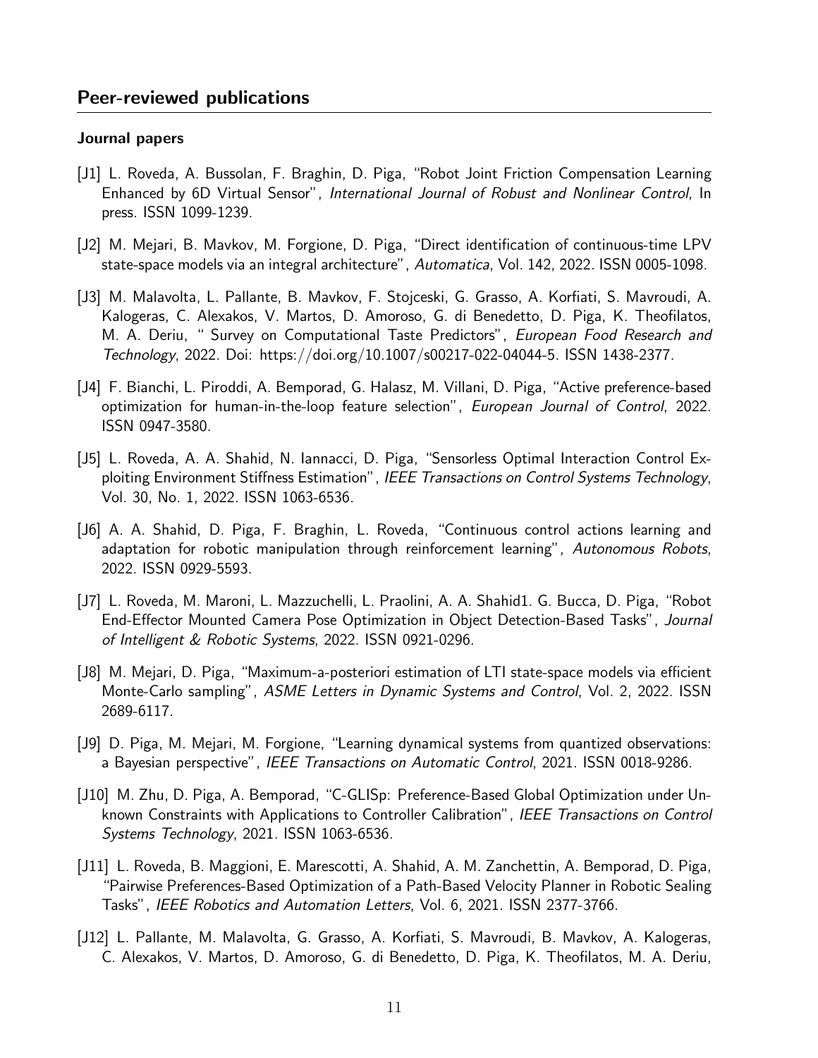## Peer-reviewed publications

### Journal papers

[J1] L. Roveda, A. Bussolan, F. Braghin, D. Piga, "Robot Joint Friction Compensation Learning Enhanced by 6D Virtual Sensor", *International Journal of Robust and Nonlinear Control*, In press. ISSN 1099-1239.

[J2] M. Mejari, B. Mavkov, M. Forgione, D. Piga, "Direct identification of continuous-time LPV state-space models via an integral architecture", *Automatica*, Vol. 142, 2022. ISSN 0005-1098.

[J3] M. Malavolta, L. Pallante, B. Mavkov, F. Stojceski, G. Grasso, A. Korfiati, S. Mavroudi, A. Kalogeras, C. Alexakos, V. Martos, D. Amoroso, G. di Benedetto, D. Piga, K. Theofilatos, M. A. Deriu, " Survey on Computational Taste Predictors", *European Food Research and Technology*, 2022. Doi: https://doi.org/10.1007/s00217-022-04044-5. ISSN 1438-2377.

[J4] F. Bianchi, L. Piroddi, A. Bemporad, G. Halasz, M. Villani, D. Piga, "Active preference-based optimization for human-in-the-loop feature selection", *European Journal of Control*, 2022. ISSN 0947-3580.

[J5] L. Roveda, A. A. Shahid, N. Iannacci, D. Piga, "Sensorless Optimal Interaction Control Exploiting Environment Stiffness Estimation", *IEEE Transactions on Control Systems Technology*, Vol. 30, No. 1, 2022. ISSN 1063-6536.

[J6] A. A. Shahid, D. Piga, F. Braghin, L. Roveda, "Continuous control actions learning and adaptation for robotic manipulation through reinforcement learning", *Autonomous Robots*, 2022. ISSN 0929-5593.

[J7] L. Roveda, M. Maroni, L. Mazzuchelli, L. Praolini, A. A. Shahid1. G. Bucca, D. Piga, "Robot End-Effector Mounted Camera Pose Optimization in Object Detection-Based Tasks", *Journal of Intelligent & Robotic Systems*, 2022. ISSN 0921-0296.

[J8] M. Mejari, D. Piga, "Maximum-a-posteriori estimation of LTI state-space models via efficient Monte-Carlo sampling", *ASME Letters in Dynamic Systems and Control*, Vol. 2, 2022. ISSN 2689-6117.

[J9] D. Piga, M. Mejari, M. Forgione, "Learning dynamical systems from quantized observations: a Bayesian perspective", *IEEE Transactions on Automatic Control*, 2021. ISSN 0018-9286.

[J10] M. Zhu, D. Piga, A. Bemporad, "C-GLISp: Preference-Based Global Optimization under Unknown Constraints with Applications to Controller Calibration", *IEEE Transactions on Control Systems Technology*, 2021. ISSN 1063-6536.

[J11] L. Roveda, B. Maggioni, E. Marescotti, A. Shahid, A. M. Zanchettin, A. Bemporad, D. Piga, "Pairwise Preferences-Based Optimization of a Path-Based Velocity Planner in Robotic Sealing Tasks", *IEEE Robotics and Automation Letters*, Vol. 6, 2021. ISSN 2377-3766.

[J12] L. Pallante, M. Malavolta, G. Grasso, A. Korfiati, S. Mavroudi, B. Mavkov, A. Kalogeras, C. Alexakos, V. Martos, D. Amoroso, G. di Benedetto, D. Piga, K. Theofilatos, M. A. Deriu,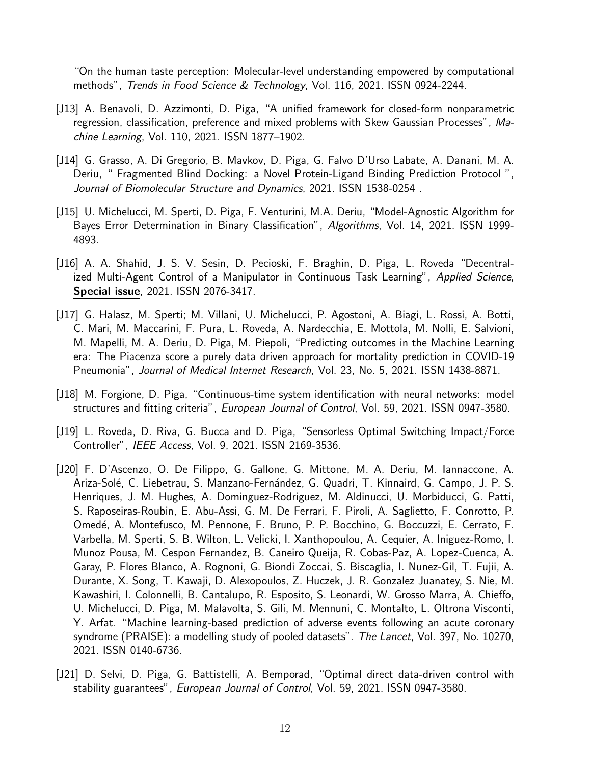"On the human taste perception: Molecular-level understanding empowered by computational methods", *Trends in Food Science & Technology*, Vol. 116, 2021. ISSN 0924-2244.

[J13] A. Benavoli, D. Azzimonti, D. Piga, "A unified framework for closed-form nonparametric regression, classification, preference and mixed problems with Skew Gaussian Processes", *Machine Learning*, Vol. 110, 2021. ISSN 1877–1902.

[J14] G. Grasso, A. Di Gregorio, B. Mavkov, D. Piga, G. Falvo D'Urso Labate, A. Danani, M. A. Deriu, " Fragmented Blind Docking: a Novel Protein-Ligand Binding Prediction Protocol ", *Journal of Biomolecular Structure and Dynamics*, 2021. ISSN 1538-0254 .

[J15] U. Michelucci, M. Sperti, D. Piga, F. Venturini, M.A. Deriu, "Model-Agnostic Algorithm for Bayes Error Determination in Binary Classification", *Algorithms*, Vol. 14, 2021. ISSN 1999-4893.

[J16] A. A. Shahid, J. S. V. Sesin, D. Pecioski, F. Braghin, D. Piga, L. Roveda "Decentralized Multi-Agent Control of a Manipulator in Continuous Task Learning", *Applied Science*, **Special issue**, 2021. ISSN 2076-3417.

[J17] G. Halasz, M. Sperti; M. Villani, U. Michelucci, P. Agostoni, A. Biagi, L. Rossi, A. Botti, C. Mari, M. Maccarini, F. Pura, L. Roveda, A. Nardecchia, E. Mottola, M. Nolli, E. Salvioni, M. Mapelli, M. A. Deriu, D. Piga, M. Piepoli, "Predicting outcomes in the Machine Learning era: The Piacenza score a purely data driven approach for mortality prediction in COVID-19 Pneumonia", *Journal of Medical Internet Research*, Vol. 23, No. 5, 2021. ISSN 1438-8871.

[J18] M. Forgione, D. Piga, "Continuous-time system identification with neural networks: model structures and fitting criteria", *European Journal of Control*, Vol. 59, 2021. ISSN 0947-3580.

[J19] L. Roveda, D. Riva, G. Bucca and D. Piga, "Sensorless Optimal Switching Impact/Force Controller", *IEEE Access*, Vol. 9, 2021. ISSN 2169-3536.

[J20] F. D'Ascenzo, O. De Filippo, G. Gallone, G. Mittone, M. A. Deriu, M. Iannaccone, A. Ariza-Solé, C. Liebetrau, S. Manzano-Fernández, G. Quadri, T. Kinnaird, G. Campo, J. P. S. Henriques, J. M. Hughes, A. Dominguez-Rodriguez, M. Aldinucci, U. Morbiducci, G. Patti, S. Raposeiras-Roubin, E. Abu-Assi, G. M. De Ferrari, F. Piroli, A. Saglietto, F. Conrotto, P. Omedé, A. Montefusco, M. Pennone, F. Bruno, P. P. Bocchino, G. Boccuzzi, E. Cerrato, F. Varbella, M. Sperti, S. B. Wilton, L. Velicki, I. Xanthopoulou, A. Cequier, A. Iniguez-Romo, I. Munoz Pousa, M. Cespon Fernandez, B. Caneiro Queija, R. Cobas-Paz, A. Lopez-Cuenca, A. Garay, P. Flores Blanco, A. Rognoni, G. Biondi Zoccai, S. Biscaglia, I. Nunez-Gil, T. Fujii, A. Durante, X. Song, T. Kawaji, D. Alexopoulos, Z. Huczek, J. R. Gonzalez Juanatey, S. Nie, M. Kawashiri, I. Colonnelli, B. Cantalupo, R. Esposito, S. Leonardi, W. Grosso Marra, A. Chieffo, U. Michelucci, D. Piga, M. Malavolta, S. Gili, M. Mennuni, C. Montalto, L. Oltrona Visconti, Y. Arfat. "Machine learning-based prediction of adverse events following an acute coronary syndrome (PRAISE): a modelling study of pooled datasets". *The Lancet*, Vol. 397, No. 10270, 2021. ISSN 0140-6736.

[J21] D. Selvi, D. Piga, G. Battistelli, A. Bemporad, "Optimal direct data-driven control with stability guarantees", *European Journal of Control*, Vol. 59, 2021. ISSN 0947-3580.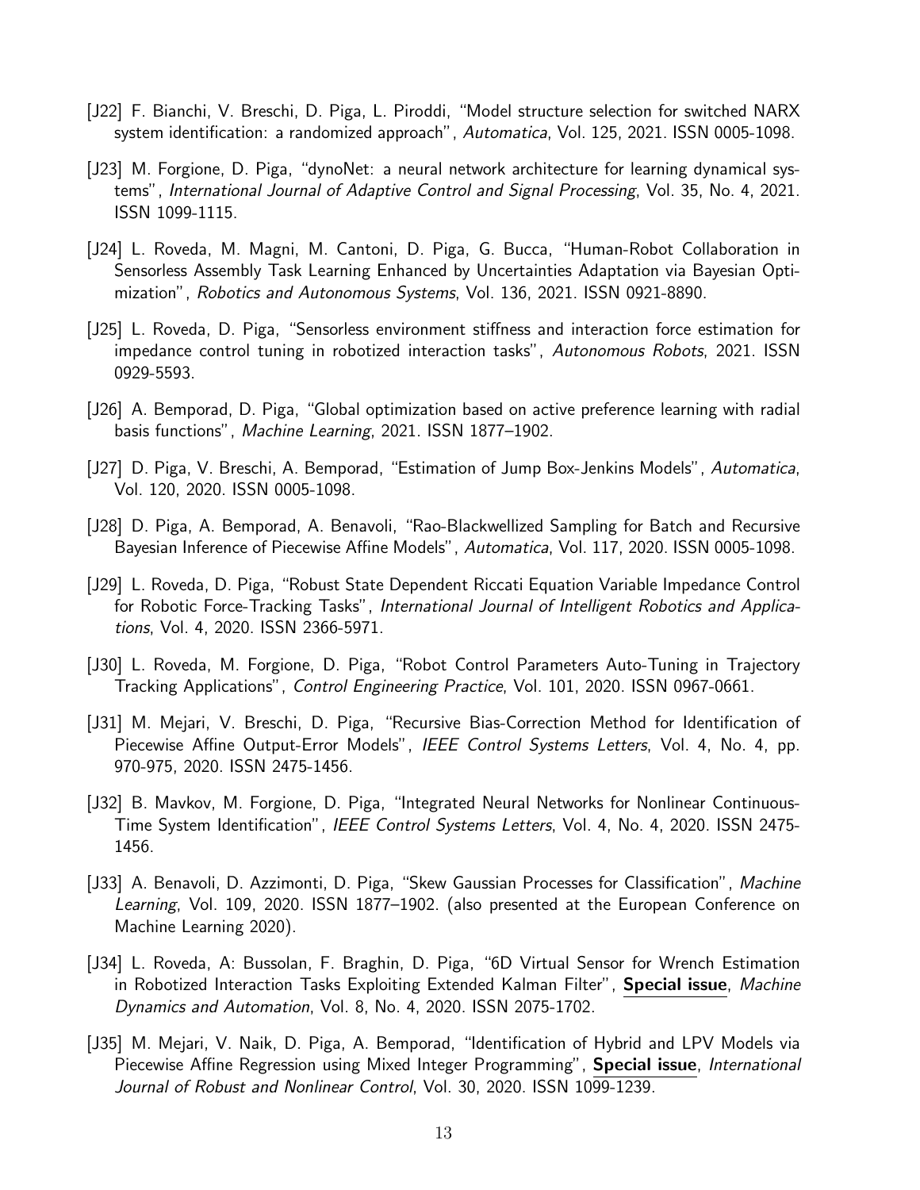[J22] F. Bianchi, V. Breschi, D. Piga, L. Piroddi, "Model structure selection for switched NARX system identification: a randomized approach", *Automatica*, Vol. 125, 2021. ISSN 0005-1098.

[J23] M. Forgione, D. Piga, "dynoNet: a neural network architecture for learning dynamical systems", *International Journal of Adaptive Control and Signal Processing*, Vol. 35, No. 4, 2021. ISSN 1099-1115.

[J24] L. Roveda, M. Magni, M. Cantoni, D. Piga, G. Bucca, "Human-Robot Collaboration in Sensorless Assembly Task Learning Enhanced by Uncertainties Adaptation via Bayesian Optimization", *Robotics and Autonomous Systems*, Vol. 136, 2021. ISSN 0921-8890.

[J25] L. Roveda, D. Piga, "Sensorless environment stiffness and interaction force estimation for impedance control tuning in robotized interaction tasks", *Autonomous Robots*, 2021. ISSN 0929-5593.

[J26] A. Bemporad, D. Piga, "Global optimization based on active preference learning with radial basis functions", *Machine Learning*, 2021. ISSN 1877–1902.

[J27] D. Piga, V. Breschi, A. Bemporad, "Estimation of Jump Box-Jenkins Models", *Automatica*, Vol. 120, 2020. ISSN 0005-1098.

[J28] D. Piga, A. Bemporad, A. Benavoli, "Rao-Blackwellized Sampling for Batch and Recursive Bayesian Inference of Piecewise Affine Models", *Automatica*, Vol. 117, 2020. ISSN 0005-1098.

[J29] L. Roveda, D. Piga, "Robust State Dependent Riccati Equation Variable Impedance Control for Robotic Force-Tracking Tasks", *International Journal of Intelligent Robotics and Applications*, Vol. 4, 2020. ISSN 2366-5971.

[J30] L. Roveda, M. Forgione, D. Piga, "Robot Control Parameters Auto-Tuning in Trajectory Tracking Applications", *Control Engineering Practice*, Vol. 101, 2020. ISSN 0967-0661.

[J31] M. Mejari, V. Breschi, D. Piga, "Recursive Bias-Correction Method for Identification of Piecewise Affine Output-Error Models", *IEEE Control Systems Letters*, Vol. 4, No. 4, pp. 970-975, 2020. ISSN 2475-1456.

[J32] B. Mavkov, M. Forgione, D. Piga, "Integrated Neural Networks for Nonlinear Continuous-Time System Identification", *IEEE Control Systems Letters*, Vol. 4, No. 4, 2020. ISSN 2475-1456.

[J33] A. Benavoli, D. Azzimonti, D. Piga, "Skew Gaussian Processes for Classification", *Machine Learning*, Vol. 109, 2020. ISSN 1877–1902. (also presented at the European Conference on Machine Learning 2020).

[J34] L. Roveda, A: Bussolan, F. Braghin, D. Piga, "6D Virtual Sensor for Wrench Estimation in Robotized Interaction Tasks Exploiting Extended Kalman Filter", **Special issue**, *Machine Dynamics and Automation*, Vol. 8, No. 4, 2020. ISSN 2075-1702.

[J35] M. Mejari, V. Naik, D. Piga, A. Bemporad, "Identification of Hybrid and LPV Models via Piecewise Affine Regression using Mixed Integer Programming", **Special issue**, *International Journal of Robust and Nonlinear Control*, Vol. 30, 2020. ISSN 1099-1239.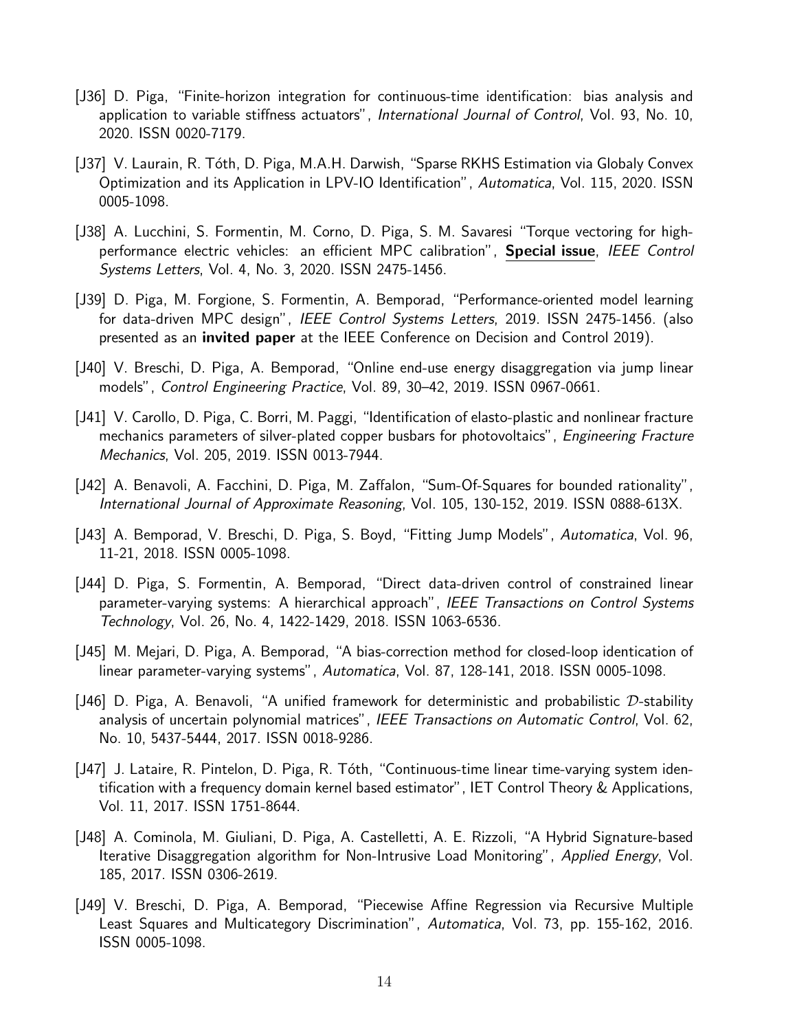[J36] D. Piga, "Finite-horizon integration for continuous-time identification: bias analysis and application to variable stiffness actuators", *International Journal of Control*, Vol. 93, No. 10, 2020. ISSN 0020-7179.

[J37] V. Laurain, R. Tóth, D. Piga, M.A.H. Darwish, "Sparse RKHS Estimation via Globaly Convex Optimization and its Application in LPV-IO Identification", *Automatica*, Vol. 115, 2020. ISSN 0005-1098.

[J38] A. Lucchini, S. Formentin, M. Corno, D. Piga, S. M. Savaresi "Torque vectoring for high-performance electric vehicles: an efficient MPC calibration", **Special issue**, *IEEE Control Systems Letters*, Vol. 4, No. 3, 2020. ISSN 2475-1456.

[J39] D. Piga, M. Forgione, S. Formentin, A. Bemporad, "Performance-oriented model learning for data-driven MPC design", *IEEE Control Systems Letters*, 2019. ISSN 2475-1456. (also presented as an **invited paper** at the IEEE Conference on Decision and Control 2019).

[J40] V. Breschi, D. Piga, A. Bemporad, "Online end-use energy disaggregation via jump linear models", *Control Engineering Practice*, Vol. 89, 30–42, 2019. ISSN 0967-0661.

[J41] V. Carollo, D. Piga, C. Borri, M. Paggi, "Identification of elasto-plastic and nonlinear fracture mechanics parameters of silver-plated copper busbars for photovoltaics", *Engineering Fracture Mechanics*, Vol. 205, 2019. ISSN 0013-7944.

[J42] A. Benavoli, A. Facchini, D. Piga, M. Zaffalon, "Sum-Of-Squares for bounded rationality", *International Journal of Approximate Reasoning*, Vol. 105, 130-152, 2019. ISSN 0888-613X.

[J43] A. Bemporad, V. Breschi, D. Piga, S. Boyd, "Fitting Jump Models", *Automatica*, Vol. 96, 11-21, 2018. ISSN 0005-1098.

[J44] D. Piga, S. Formentin, A. Bemporad, "Direct data-driven control of constrained linear parameter-varying systems: A hierarchical approach", *IEEE Transactions on Control Systems Technology*, Vol. 26, No. 4, 1422-1429, 2018. ISSN 1063-6536.

[J45] M. Mejari, D. Piga, A. Bemporad, "A bias-correction method for closed-loop identication of linear parameter-varying systems", *Automatica*, Vol. 87, 128-141, 2018. ISSN 0005-1098.

[J46] D. Piga, A. Benavoli, "A unified framework for deterministic and probabilistic $\mathcal{D}$-stability analysis of uncertain polynomial matrices", *IEEE Transactions on Automatic Control*, Vol. 62, No. 10, 5437-5444, 2017. ISSN 0018-9286.

[J47] J. Lataire, R. Pintelon, D. Piga, R. Tóth, "Continuous-time linear time-varying system identification with a frequency domain kernel based estimator", IET Control Theory & Applications, Vol. 11, 2017. ISSN 1751-8644.

[J48] A. Cominola, M. Giuliani, D. Piga, A. Castelletti, A. E. Rizzoli, "A Hybrid Signature-based Iterative Disaggregation algorithm for Non-Intrusive Load Monitoring", *Applied Energy*, Vol. 185, 2017. ISSN 0306-2619.

[J49] V. Breschi, D. Piga, A. Bemporad, "Piecewise Affine Regression via Recursive Multiple Least Squares and Multicategory Discrimination", *Automatica*, Vol. 73, pp. 155-162, 2016. ISSN 0005-1098.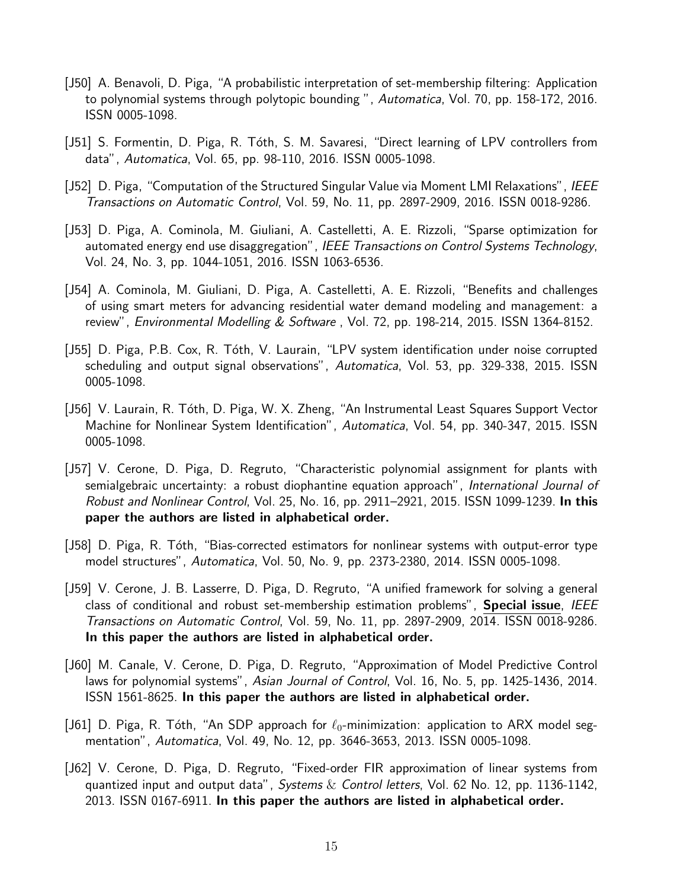[J50] A. Benavoli, D. Piga, "A probabilistic interpretation of set-membership filtering: Application to polynomial systems through polytopic bounding ", *Automatica*, Vol. 70, pp. 158-172, 2016. ISSN 0005-1098.

[J51] S. Formentin, D. Piga, R. Tóth, S. M. Savaresi, "Direct learning of LPV controllers from data", *Automatica*, Vol. 65, pp. 98-110, 2016. ISSN 0005-1098.

[J52] D. Piga, "Computation of the Structured Singular Value via Moment LMI Relaxations", *IEEE Transactions on Automatic Control*, Vol. 59, No. 11, pp. 2897-2909, 2016. ISSN 0018-9286.

[J53] D. Piga, A. Cominola, M. Giuliani, A. Castelletti, A. E. Rizzoli, "Sparse optimization for automated energy end use disaggregation", *IEEE Transactions on Control Systems Technology*, Vol. 24, No. 3, pp. 1044-1051, 2016. ISSN 1063-6536.

[J54] A. Cominola, M. Giuliani, D. Piga, A. Castelletti, A. E. Rizzoli, "Benefits and challenges of using smart meters for advancing residential water demand modeling and management: a review", *Environmental Modelling & Software* , Vol. 72, pp. 198-214, 2015. ISSN 1364-8152.

[J55] D. Piga, P.B. Cox, R. Tóth, V. Laurain, "LPV system identification under noise corrupted scheduling and output signal observations", *Automatica*, Vol. 53, pp. 329-338, 2015. ISSN 0005-1098.

[J56] V. Laurain, R. Tóth, D. Piga, W. X. Zheng, "An Instrumental Least Squares Support Vector Machine for Nonlinear System Identification", *Automatica*, Vol. 54, pp. 340-347, 2015. ISSN 0005-1098.

[J57] V. Cerone, D. Piga, D. Regruto, "Characteristic polynomial assignment for plants with semialgebraic uncertainty: a robust diophantine equation approach", *International Journal of Robust and Nonlinear Control*, Vol. 25, No. 16, pp. 2911–2921, 2015. ISSN 1099-1239. **In this paper the authors are listed in alphabetical order.**

[J58] D. Piga, R. Tóth, "Bias-corrected estimators for nonlinear systems with output-error type model structures", *Automatica*, Vol. 50, No. 9, pp. 2373-2380, 2014. ISSN 0005-1098.

[J59] V. Cerone, J. B. Lasserre, D. Piga, D. Regruto, "A unified framework for solving a general class of conditional and robust set-membership estimation problems", **Special issue**, *IEEE Transactions on Automatic Control*, Vol. 59, No. 11, pp. 2897-2909, 2014. ISSN 0018-9286. **In this paper the authors are listed in alphabetical order.**

[J60] M. Canale, V. Cerone, D. Piga, D. Regruto, "Approximation of Model Predictive Control laws for polynomial systems", *Asian Journal of Control*, Vol. 16, No. 5, pp. 1425-1436, 2014. ISSN 1561-8625. **In this paper the authors are listed in alphabetical order.**

[J61] D. Piga, R. Tóth, "An SDP approach for $\ell_0$-minimization: application to ARX model segmentation", *Automatica*, Vol. 49, No. 12, pp. 3646-3653, 2013. ISSN 0005-1098.

[J62] V. Cerone, D. Piga, D. Regruto, "Fixed-order FIR approximation of linear systems from quantized input and output data", *Systems & Control letters*, Vol. 62 No. 12, pp. 1136-1142, 2013. ISSN 0167-6911. **In this paper the authors are listed in alphabetical order.**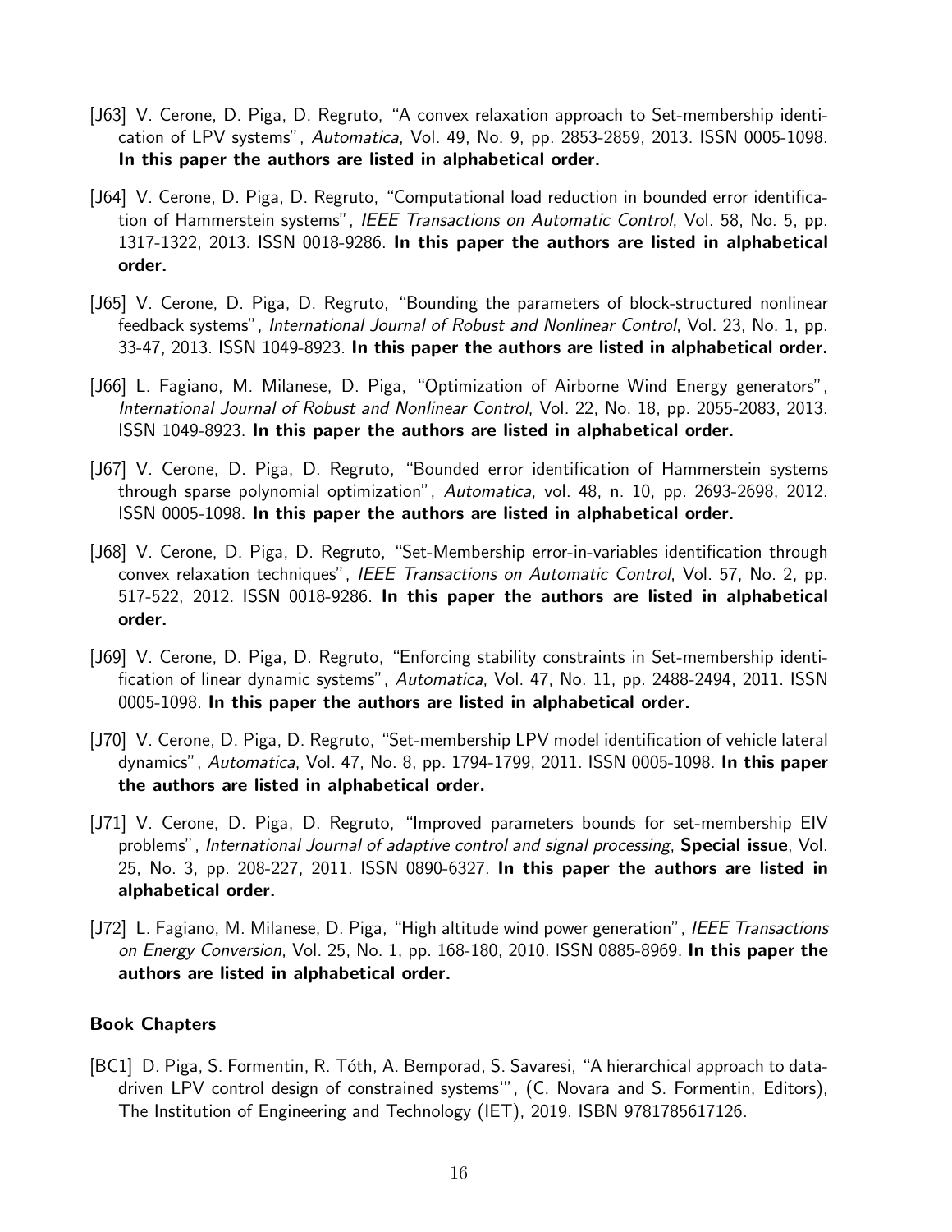[J63] V. Cerone, D. Piga, D. Regruto, "A convex relaxation approach to Set-membership identification of LPV systems", *Automatica*, Vol. 49, No. 9, pp. 2853-2859, 2013. ISSN 0005-1098. **In this paper the authors are listed in alphabetical order.**

[J64] V. Cerone, D. Piga, D. Regruto, "Computational load reduction in bounded error identification of Hammerstein systems", *IEEE Transactions on Automatic Control*, Vol. 58, No. 5, pp. 1317-1322, 2013. ISSN 0018-9286. **In this paper the authors are listed in alphabetical order.**

[J65] V. Cerone, D. Piga, D. Regruto, "Bounding the parameters of block-structured nonlinear feedback systems", *International Journal of Robust and Nonlinear Control*, Vol. 23, No. 1, pp. 33-47, 2013. ISSN 1049-8923. **In this paper the authors are listed in alphabetical order.**

[J66] L. Fagiano, M. Milanese, D. Piga, "Optimization of Airborne Wind Energy generators", *International Journal of Robust and Nonlinear Control*, Vol. 22, No. 18, pp. 2055-2083, 2013. ISSN 1049-8923. **In this paper the authors are listed in alphabetical order.**

[J67] V. Cerone, D. Piga, D. Regruto, "Bounded error identification of Hammerstein systems through sparse polynomial optimization", *Automatica*, vol. 48, n. 10, pp. 2693-2698, 2012. ISSN 0005-1098. **In this paper the authors are listed in alphabetical order.**

[J68] V. Cerone, D. Piga, D. Regruto, "Set-Membership error-in-variables identification through convex relaxation techniques", *IEEE Transactions on Automatic Control*, Vol. 57, No. 2, pp. 517-522, 2012. ISSN 0018-9286. **In this paper the authors are listed in alphabetical order.**

[J69] V. Cerone, D. Piga, D. Regruto, "Enforcing stability constraints in Set-membership identification of linear dynamic systems", *Automatica*, Vol. 47, No. 11, pp. 2488-2494, 2011. ISSN 0005-1098. **In this paper the authors are listed in alphabetical order.**

[J70] V. Cerone, D. Piga, D. Regruto, "Set-membership LPV model identification of vehicle lateral dynamics", *Automatica*, Vol. 47, No. 8, pp. 1794-1799, 2011. ISSN 0005-1098. **In this paper the authors are listed in alphabetical order.**

[J71] V. Cerone, D. Piga, D. Regruto, "Improved parameters bounds for set-membership EIV problems", *International Journal of adaptive control and signal processing*, **Special issue**, Vol. 25, No. 3, pp. 208-227, 2011. ISSN 0890-6327. **In this paper the authors are listed in alphabetical order.**

[J72] L. Fagiano, M. Milanese, D. Piga, "High altitude wind power generation", *IEEE Transactions on Energy Conversion*, Vol. 25, No. 1, pp. 168-180, 2010. ISSN 0885-8969. **In this paper the authors are listed in alphabetical order.**

### Book Chapters

[BC1] D. Piga, S. Formentin, R. Tóth, A. Bemporad, S. Savaresi, "A hierarchical approach to data-driven LPV control design of constrained systems'", (C. Novara and S. Formentin, Editors), The Institution of Engineering and Technology (IET), 2019. ISBN 9781785617126.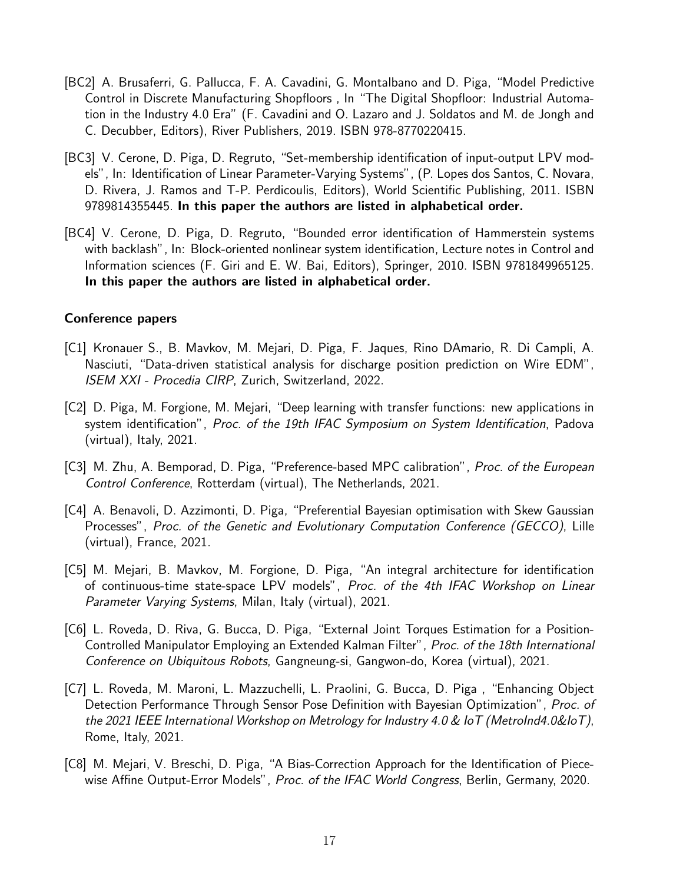[BC2] A. Brusaferri, G. Pallucca, F. A. Cavadini, G. Montalbano and D. Piga, "Model Predictive Control in Discrete Manufacturing Shopfloors , In "The Digital Shopfloor: Industrial Automation in the Industry 4.0 Era" (F. Cavadini and O. Lazaro and J. Soldatos and M. de Jongh and C. Decubber, Editors), River Publishers, 2019. ISBN 978-8770220415.

[BC3] V. Cerone, D. Piga, D. Regruto, "Set-membership identification of input-output LPV models", In: Identification of Linear Parameter-Varying Systems", (P. Lopes dos Santos, C. Novara, D. Rivera, J. Ramos and T-P. Perdicoulis, Editors), World Scientific Publishing, 2011. ISBN 9789814355445. **In this paper the authors are listed in alphabetical order.**

[BC4] V. Cerone, D. Piga, D. Regruto, "Bounded error identification of Hammerstein systems with backlash", In: Block-oriented nonlinear system identification, Lecture notes in Control and Information sciences (F. Giri and E. W. Bai, Editors), Springer, 2010. ISBN 9781849965125. **In this paper the authors are listed in alphabetical order.**

### Conference papers

[C1] Kronauer S., B. Mavkov, M. Mejari, D. Piga, F. Jaques, Rino DAmario, R. Di Campli, A. Nasciuti, "Data-driven statistical analysis for discharge position prediction on Wire EDM", *ISEM XXI - Procedia CIRP*, Zurich, Switzerland, 2022.

[C2] D. Piga, M. Forgione, M. Mejari, "Deep learning with transfer functions: new applications in system identification", *Proc. of the 19th IFAC Symposium on System Identification*, Padova (virtual), Italy, 2021.

[C3] M. Zhu, A. Bemporad, D. Piga, "Preference-based MPC calibration", *Proc. of the European Control Conference*, Rotterdam (virtual), The Netherlands, 2021.

[C4] A. Benavoli, D. Azzimonti, D. Piga, "Preferential Bayesian optimisation with Skew Gaussian Processes", *Proc. of the Genetic and Evolutionary Computation Conference (GECCO)*, Lille (virtual), France, 2021.

[C5] M. Mejari, B. Mavkov, M. Forgione, D. Piga, "An integral architecture for identification of continuous-time state-space LPV models", *Proc. of the 4th IFAC Workshop on Linear Parameter Varying Systems*, Milan, Italy (virtual), 2021.

[C6] L. Roveda, D. Riva, G. Bucca, D. Piga, "External Joint Torques Estimation for a Position-Controlled Manipulator Employing an Extended Kalman Filter", *Proc. of the 18th International Conference on Ubiquitous Robots*, Gangneung-si, Gangwon-do, Korea (virtual), 2021.

[C7] L. Roveda, M. Maroni, L. Mazzuchelli, L. Praolini, G. Bucca, D. Piga , "Enhancing Object Detection Performance Through Sensor Pose Definition with Bayesian Optimization", *Proc. of the 2021 IEEE International Workshop on Metrology for Industry 4.0 & IoT (MetroInd4.0&IoT)*, Rome, Italy, 2021.

[C8] M. Mejari, V. Breschi, D. Piga, "A Bias-Correction Approach for the Identification of Piecewise Affine Output-Error Models", *Proc. of the IFAC World Congress*, Berlin, Germany, 2020.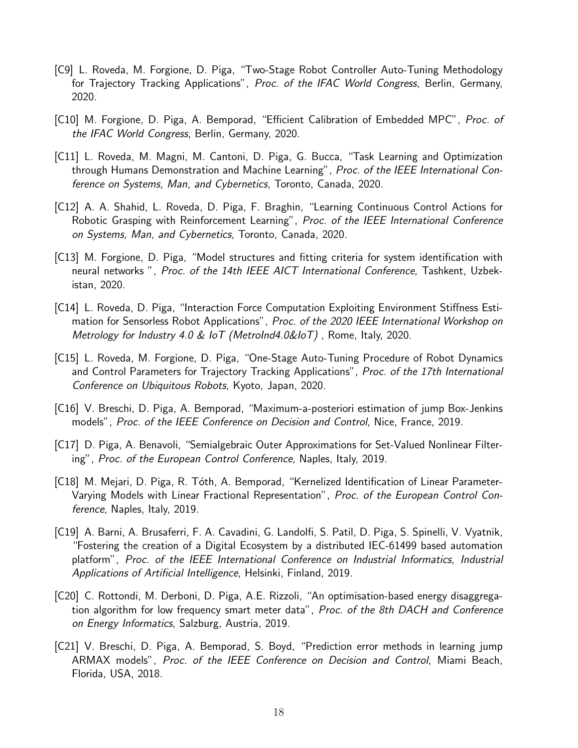[C9] L. Roveda, M. Forgione, D. Piga, "Two-Stage Robot Controller Auto-Tuning Methodology for Trajectory Tracking Applications", *Proc. of the IFAC World Congress*, Berlin, Germany, 2020.

[C10] M. Forgione, D. Piga, A. Bemporad, "Efficient Calibration of Embedded MPC", *Proc. of the IFAC World Congress*, Berlin, Germany, 2020.

[C11] L. Roveda, M. Magni, M. Cantoni, D. Piga, G. Bucca, "Task Learning and Optimization through Humans Demonstration and Machine Learning", *Proc. of the IEEE International Conference on Systems, Man, and Cybernetics*, Toronto, Canada, 2020.

[C12] A. A. Shahid, L. Roveda, D. Piga, F. Braghin, "Learning Continuous Control Actions for Robotic Grasping with Reinforcement Learning", *Proc. of the IEEE International Conference on Systems, Man, and Cybernetics*, Toronto, Canada, 2020.

[C13] M. Forgione, D. Piga, "Model structures and fitting criteria for system identification with neural networks ", *Proc. of the 14th IEEE AICT International Conference*, Tashkent, Uzbekistan, 2020.

[C14] L. Roveda, D. Piga, "Interaction Force Computation Exploiting Environment Stiffness Estimation for Sensorless Robot Applications", *Proc. of the 2020 IEEE International Workshop on Metrology for Industry 4.0 & IoT (MetroInd4.0&IoT)* , Rome, Italy, 2020.

[C15] L. Roveda, M. Forgione, D. Piga, "One-Stage Auto-Tuning Procedure of Robot Dynamics and Control Parameters for Trajectory Tracking Applications", *Proc. of the 17th International Conference on Ubiquitous Robots*, Kyoto, Japan, 2020.

[C16] V. Breschi, D. Piga, A. Bemporad, "Maximum-a-posteriori estimation of jump Box-Jenkins models", *Proc. of the IEEE Conference on Decision and Control*, Nice, France, 2019.

[C17] D. Piga, A. Benavoli, "Semialgebraic Outer Approximations for Set-Valued Nonlinear Filtering", *Proc. of the European Control Conference*, Naples, Italy, 2019.

[C18] M. Mejari, D. Piga, R. Tóth, A. Bemporad, "Kernelized Identification of Linear Parameter-Varying Models with Linear Fractional Representation", *Proc. of the European Control Conference*, Naples, Italy, 2019.

[C19] A. Barni, A. Brusaferri, F. A. Cavadini, G. Landolfi, S. Patil, D. Piga, S. Spinelli, V. Vyatnik, "Fostering the creation of a Digital Ecosystem by a distributed IEC-61499 based automation platform", *Proc. of the IEEE International Conference on Industrial Informatics, Industrial Applications of Artificial Intelligence*, Helsinki, Finland, 2019.

[C20] C. Rottondi, M. Derboni, D. Piga, A.E. Rizzoli, "An optimisation-based energy disaggregation algorithm for low frequency smart meter data", *Proc. of the 8th DACH and Conference on Energy Informatics*, Salzburg, Austria, 2019.

[C21] V. Breschi, D. Piga, A. Bemporad, S. Boyd, "Prediction error methods in learning jump ARMAX models", *Proc. of the IEEE Conference on Decision and Control*, Miami Beach, Florida, USA, 2018.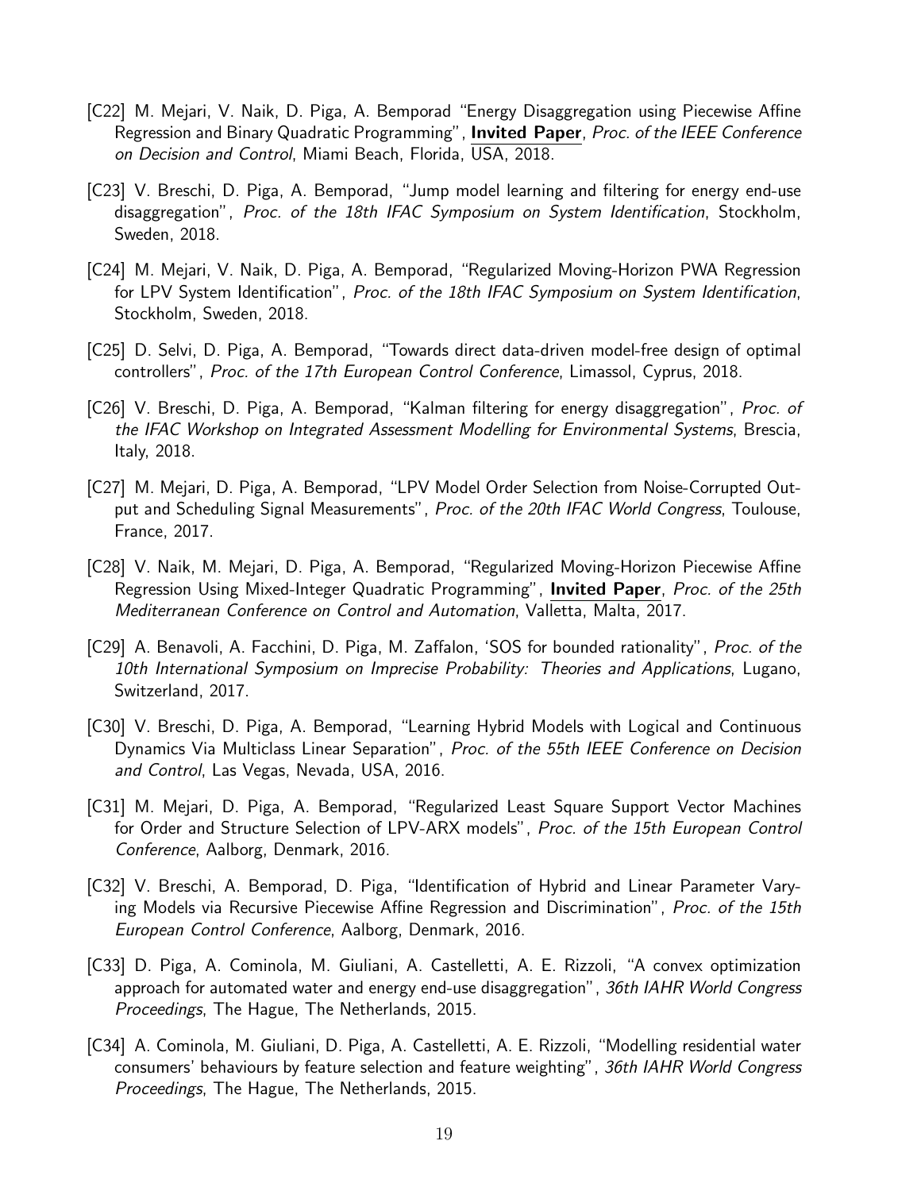- [C22] M. Mejari, V. Naik, D. Piga, A. Bemporad "Energy Disaggregation using Piecewise Affine Regression and Binary Quadratic Programming", **Invited Paper**, *Proc. of the IEEE Conference on Decision and Control*, Miami Beach, Florida, USA, 2018.

- [C23] V. Breschi, D. Piga, A. Bemporad, "Jump model learning and filtering for energy end-use disaggregation", *Proc. of the 18th IFAC Symposium on System Identification*, Stockholm, Sweden, 2018.

- [C24] M. Mejari, V. Naik, D. Piga, A. Bemporad, "Regularized Moving-Horizon PWA Regression for LPV System Identification", *Proc. of the 18th IFAC Symposium on System Identification*, Stockholm, Sweden, 2018.

- [C25] D. Selvi, D. Piga, A. Bemporad, "Towards direct data-driven model-free design of optimal controllers", *Proc. of the 17th European Control Conference*, Limassol, Cyprus, 2018.

- [C26] V. Breschi, D. Piga, A. Bemporad, "Kalman filtering for energy disaggregation", *Proc. of the IFAC Workshop on Integrated Assessment Modelling for Environmental Systems*, Brescia, Italy, 2018.

- [C27] M. Mejari, D. Piga, A. Bemporad, "LPV Model Order Selection from Noise-Corrupted Output and Scheduling Signal Measurements", *Proc. of the 20th IFAC World Congress*, Toulouse, France, 2017.

- [C28] V. Naik, M. Mejari, D. Piga, A. Bemporad, "Regularized Moving-Horizon Piecewise Affine Regression Using Mixed-Integer Quadratic Programming", **Invited Paper**, *Proc. of the 25th Mediterranean Conference on Control and Automation*, Valletta, Malta, 2017.

- [C29] A. Benavoli, A. Facchini, D. Piga, M. Zaffalon, 'SOS for bounded rationality", *Proc. of the 10th International Symposium on Imprecise Probability: Theories and Applications*, Lugano, Switzerland, 2017.

- [C30] V. Breschi, D. Piga, A. Bemporad, "Learning Hybrid Models with Logical and Continuous Dynamics Via Multiclass Linear Separation", *Proc. of the 55th IEEE Conference on Decision and Control*, Las Vegas, Nevada, USA, 2016.

- [C31] M. Mejari, D. Piga, A. Bemporad, "Regularized Least Square Support Vector Machines for Order and Structure Selection of LPV-ARX models", *Proc. of the 15th European Control Conference*, Aalborg, Denmark, 2016.

- [C32] V. Breschi, A. Bemporad, D. Piga, "Identification of Hybrid and Linear Parameter Varying Models via Recursive Piecewise Affine Regression and Discrimination", *Proc. of the 15th European Control Conference*, Aalborg, Denmark, 2016.

- [C33] D. Piga, A. Cominola, M. Giuliani, A. Castelletti, A. E. Rizzoli, "A convex optimization approach for automated water and energy end-use disaggregation", *36th IAHR World Congress Proceedings*, The Hague, The Netherlands, 2015.

- [C34] A. Cominola, M. Giuliani, D. Piga, A. Castelletti, A. E. Rizzoli, "Modelling residential water consumers' behaviours by feature selection and feature weighting", *36th IAHR World Congress Proceedings*, The Hague, The Netherlands, 2015.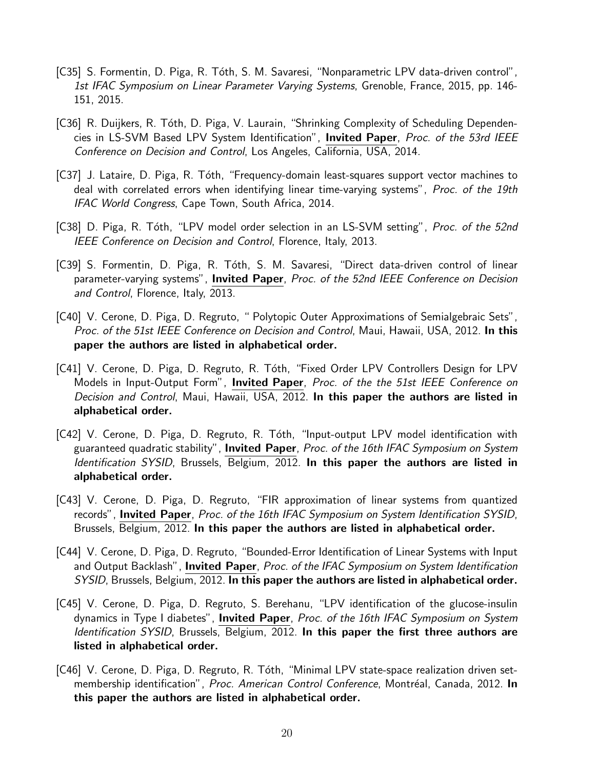[C35] S. Formentin, D. Piga, R. Tóth, S. M. Savaresi, "Nonparametric LPV data-driven control", *1st IFAC Symposium on Linear Parameter Varying Systems*, Grenoble, France, 2015, pp. 146-151, 2015.

[C36] R. Duijkers, R. Tóth, D. Piga, V. Laurain, "Shrinking Complexity of Scheduling Dependencies in LS-SVM Based LPV System Identification", **Invited Paper**, *Proc. of the 53rd IEEE Conference on Decision and Control*, Los Angeles, California, USA, 2014.

[C37] J. Lataire, D. Piga, R. Tóth, "Frequency-domain least-squares support vector machines to deal with correlated errors when identifying linear time-varying systems", *Proc. of the 19th IFAC World Congress*, Cape Town, South Africa, 2014.

[C38] D. Piga, R. Tóth, "LPV model order selection in an LS-SVM setting", *Proc. of the 52nd IEEE Conference on Decision and Control*, Florence, Italy, 2013.

[C39] S. Formentin, D. Piga, R. Tóth, S. M. Savaresi, "Direct data-driven control of linear parameter-varying systems", **Invited Paper**, *Proc. of the 52nd IEEE Conference on Decision and Control*, Florence, Italy, 2013.

[C40] V. Cerone, D. Piga, D. Regruto, " Polytopic Outer Approximations of Semialgebraic Sets", *Proc. of the 51st IEEE Conference on Decision and Control*, Maui, Hawaii, USA, 2012. **In this paper the authors are listed in alphabetical order.**

[C41] V. Cerone, D. Piga, D. Regruto, R. Tóth, "Fixed Order LPV Controllers Design for LPV Models in Input-Output Form", **Invited Paper**, *Proc. of the the 51st IEEE Conference on Decision and Control*, Maui, Hawaii, USA, 2012. **In this paper the authors are listed in alphabetical order.**

[C42] V. Cerone, D. Piga, D. Regruto, R. Tóth, "Input-output LPV model identification with guaranteed quadratic stability", **Invited Paper**, *Proc. of the 16th IFAC Symposium on System Identification SYSID*, Brussels, Belgium, 2012. **In this paper the authors are listed in alphabetical order.**

[C43] V. Cerone, D. Piga, D. Regruto, "FIR approximation of linear systems from quantized records", **Invited Paper**, *Proc. of the 16th IFAC Symposium on System Identification SYSID*, Brussels, Belgium, 2012. **In this paper the authors are listed in alphabetical order.**

[C44] V. Cerone, D. Piga, D. Regruto, "Bounded-Error Identification of Linear Systems with Input and Output Backlash", **Invited Paper**, *Proc. of the IFAC Symposium on System Identification SYSID*, Brussels, Belgium, 2012. **In this paper the authors are listed in alphabetical order.**

[C45] V. Cerone, D. Piga, D. Regruto, S. Berehanu, "LPV identification of the glucose-insulin dynamics in Type I diabetes", **Invited Paper**, *Proc. of the 16th IFAC Symposium on System Identification SYSID*, Brussels, Belgium, 2012. **In this paper the first three authors are listed in alphabetical order.**

[C46] V. Cerone, D. Piga, D. Regruto, R. Tóth, "Minimal LPV state-space realization driven set-membership identification", *Proc. American Control Conference*, Montréal, Canada, 2012. **In this paper the authors are listed in alphabetical order.**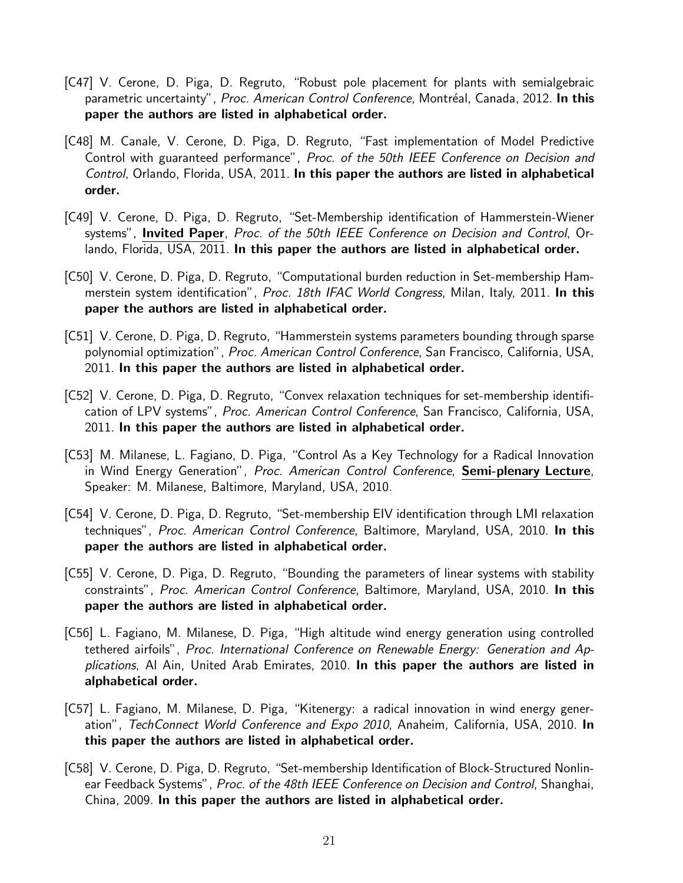[C47] V. Cerone, D. Piga, D. Regruto, "Robust pole placement for plants with semialgebraic parametric uncertainty", *Proc. American Control Conference*, Montréal, Canada, 2012. **In this paper the authors are listed in alphabetical order.**

[C48] M. Canale, V. Cerone, D. Piga, D. Regruto, "Fast implementation of Model Predictive Control with guaranteed performance", *Proc. of the 50th IEEE Conference on Decision and Control*, Orlando, Florida, USA, 2011. **In this paper the authors are listed in alphabetical order.**

[C49] V. Cerone, D. Piga, D. Regruto, "Set-Membership identification of Hammerstein-Wiener systems", **Invited Paper**, *Proc. of the 50th IEEE Conference on Decision and Control*, Orlando, Florida, USA, 2011. **In this paper the authors are listed in alphabetical order.**

[C50] V. Cerone, D. Piga, D. Regruto, "Computational burden reduction in Set-membership Hammerstein system identification", *Proc. 18th IFAC World Congress*, Milan, Italy, 2011. **In this paper the authors are listed in alphabetical order.**

[C51] V. Cerone, D. Piga, D. Regruto, "Hammerstein systems parameters bounding through sparse polynomial optimization", *Proc. American Control Conference*, San Francisco, California, USA, 2011. **In this paper the authors are listed in alphabetical order.**

[C52] V. Cerone, D. Piga, D. Regruto, "Convex relaxation techniques for set-membership identification of LPV systems", *Proc. American Control Conference*, San Francisco, California, USA, 2011. **In this paper the authors are listed in alphabetical order.**

[C53] M. Milanese, L. Fagiano, D. Piga, "Control As a Key Technology for a Radical Innovation in Wind Energy Generation", *Proc. American Control Conference*, **Semi-plenary Lecture**, Speaker: M. Milanese, Baltimore, Maryland, USA, 2010.

[C54] V. Cerone, D. Piga, D. Regruto, "Set-membership EIV identification through LMI relaxation techniques", *Proc. American Control Conference*, Baltimore, Maryland, USA, 2010. **In this paper the authors are listed in alphabetical order.**

[C55] V. Cerone, D. Piga, D. Regruto, "Bounding the parameters of linear systems with stability constraints", *Proc. American Control Conference*, Baltimore, Maryland, USA, 2010. **In this paper the authors are listed in alphabetical order.**

[C56] L. Fagiano, M. Milanese, D. Piga, "High altitude wind energy generation using controlled tethered airfoils", *Proc. International Conference on Renewable Energy: Generation and Applications*, Al Ain, United Arab Emirates, 2010. **In this paper the authors are listed in alphabetical order.**

[C57] L. Fagiano, M. Milanese, D. Piga, "Kitenergy: a radical innovation in wind energy generation", *TechConnect World Conference and Expo 2010*, Anaheim, California, USA, 2010. **In this paper the authors are listed in alphabetical order.**

[C58] V. Cerone, D. Piga, D. Regruto, "Set-membership Identification of Block-Structured Nonlinear Feedback Systems", *Proc. of the 48th IEEE Conference on Decision and Control*, Shanghai, China, 2009. **In this paper the authors are listed in alphabetical order.**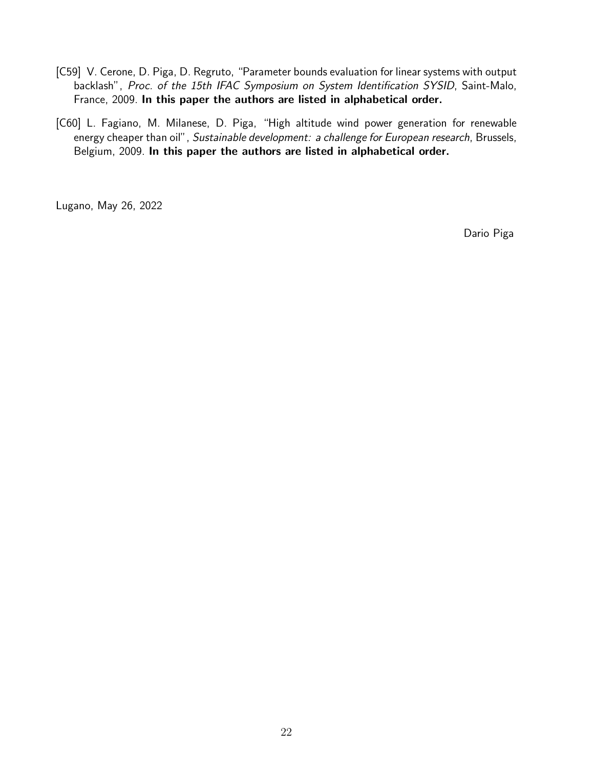[C59] V. Cerone, D. Piga, D. Regruto, "Parameter bounds evaluation for linear systems with output backlash", *Proc. of the 15th IFAC Symposium on System Identification SYSID*, Saint-Malo, France, 2009. **In this paper the authors are listed in alphabetical order.**

[C60] L. Fagiano, M. Milanese, D. Piga, "High altitude wind power generation for renewable energy cheaper than oil", *Sustainable development: a challenge for European research*, Brussels, Belgium, 2009. **In this paper the authors are listed in alphabetical order.**

Lugano, May 26, 2022

Dario Piga